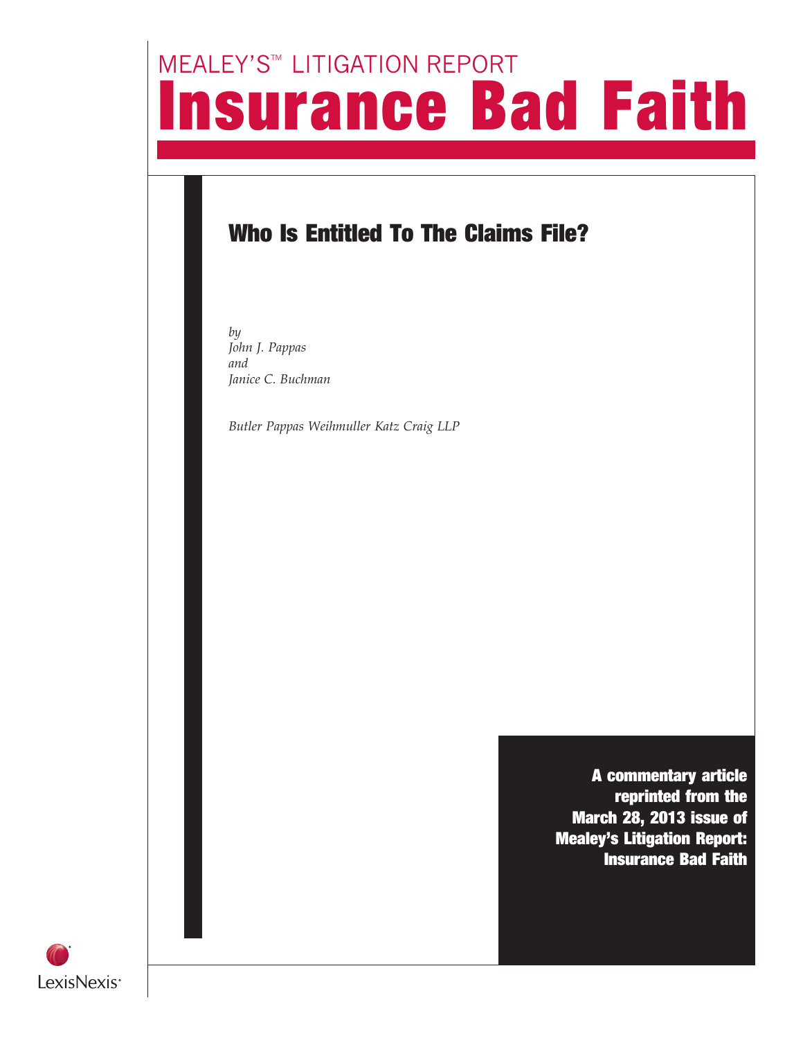MEALEY'S™ LITIGATION REPORT

# Insurance Bad Faith

## Who Is Entitled To The Claims File?

*by*
*John J. Pappas*
*and*
*Janice C. Buchman*

*Butler Pappas Weihmuller Katz Craig LLP*

**A commentary article reprinted from the March 28, 2013 issue of Mealey's Litigation Report: Insurance Bad Faith**

LexisNexis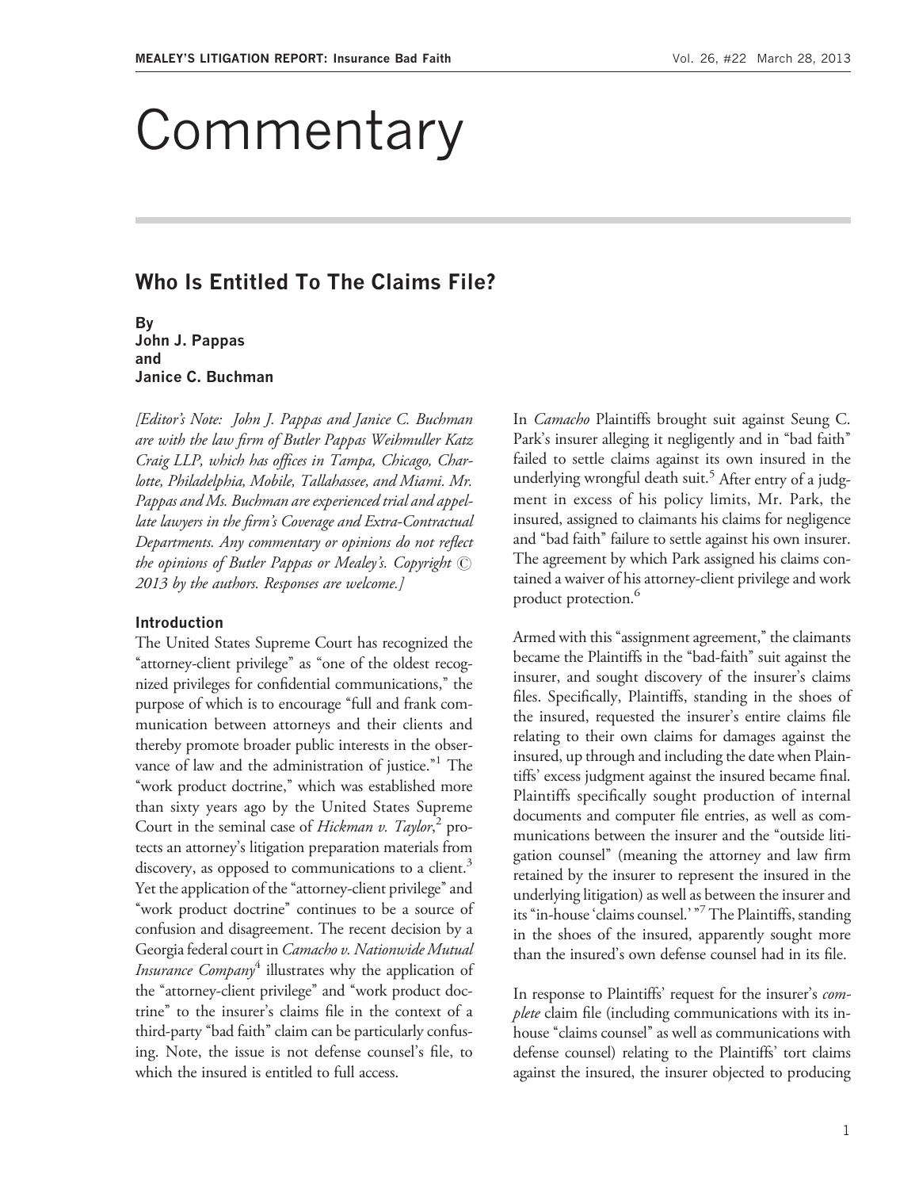# Commentary

## Who Is Entitled To The Claims File?

**By**
**John J. Pappas**
**and**
**Janice C. Buchman**

*[Editor's Note: John J. Pappas and Janice C. Buchman are with the law firm of Butler Pappas Weihmuller Katz Craig LLP, which has offices in Tampa, Chicago, Charlotte, Philadelphia, Mobile, Tallahassee, and Miami. Mr. Pappas and Ms. Buchman are experienced trial and appellate lawyers in the firm's Coverage and Extra-Contractual Departments. Any commentary or opinions do not reflect the opinions of Butler Pappas or Mealey's. Copyright © 2013 by the authors. Responses are welcome.]*

### Introduction

The United States Supreme Court has recognized the "attorney-client privilege" as "one of the oldest recognized privileges for confidential communications," the purpose of which is to encourage "full and frank communication between attorneys and their clients and thereby promote broader public interests in the observance of law and the administration of justice."[1] The "work product doctrine," which was established more than sixty years ago by the United States Supreme Court in the seminal case of *Hickman v. Taylor*,[2] protects an attorney's litigation preparation materials from discovery, as opposed to communications to a client.[3] Yet the application of the "attorney-client privilege" and "work product doctrine" continues to be a source of confusion and disagreement. The recent decision by a Georgia federal court in *Camacho v. Nationwide Mutual Insurance Company*[4] illustrates why the application of the "attorney-client privilege" and "work product doctrine" to the insurer's claims file in the context of a third-party "bad faith" claim can be particularly confusing. Note, the issue is not defense counsel's file, to which the insured is entitled to full access.

In *Camacho* Plaintiffs brought suit against Seung C. Park's insurer alleging it negligently and in "bad faith" failed to settle claims against its own insured in the underlying wrongful death suit.[5] After entry of a judgment in excess of his policy limits, Mr. Park, the insured, assigned to claimants his claims for negligence and "bad faith" failure to settle against his own insurer. The agreement by which Park assigned his claims contained a waiver of his attorney-client privilege and work product protection.[6]

Armed with this "assignment agreement," the claimants became the Plaintiffs in the "bad-faith" suit against the insurer, and sought discovery of the insurer's claims files. Specifically, Plaintiffs, standing in the shoes of the insured, requested the insurer's entire claims file relating to their own claims for damages against the insured, up through and including the date when Plaintiffs' excess judgment against the insured became final. Plaintiffs specifically sought production of internal documents and computer file entries, as well as communications between the insurer and the "outside litigation counsel" (meaning the attorney and law firm retained by the insurer to represent the insured in the underlying litigation) as well as between the insurer and its "in-house 'claims counsel.'"[7] The Plaintiffs, standing in the shoes of the insured, apparently sought more than the insured's own defense counsel had in its file.

In response to Plaintiffs' request for the insurer's *complete* claim file (including communications with its in-house "claims counsel" as well as communications with defense counsel) relating to the Plaintiffs' tort claims against the insured, the insurer objected to producing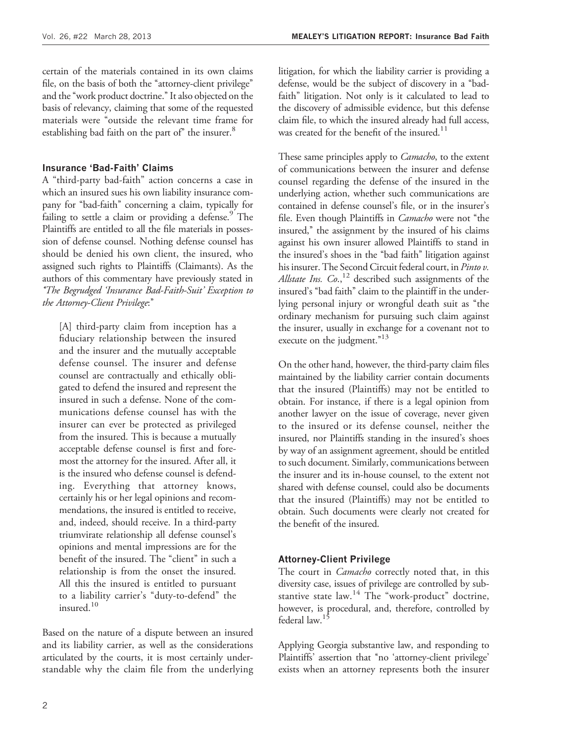certain of the materials contained in its own claims file, on the basis of both the "attorney-client privilege" and the "work product doctrine." It also objected on the basis of relevancy, claiming that some of the requested materials were "outside the relevant time frame for establishing bad faith on the part of" the insurer.[8]

### Insurance 'Bad-Faith' Claims

A "third-party bad-faith" action concerns a case in which an insured sues his own liability insurance company for "bad-faith" concerning a claim, typically for failing to settle a claim or providing a defense.[9] The Plaintiffs are entitled to all the file materials in possession of defense counsel. Nothing defense counsel has should be denied his own client, the insured, who assigned such rights to Plaintiffs (Claimants). As the authors of this commentary have previously stated in *"The Begrudged 'Insurance Bad-Faith-Suit' Exception to the Attorney-Client Privilege*:"

> [A] third-party claim from inception has a fiduciary relationship between the insured and the insurer and the mutually acceptable defense counsel. The insurer and defense counsel are contractually and ethically obligated to defend the insured and represent the insured in such a defense. None of the communications defense counsel has with the insurer can ever be protected as privileged from the insured. This is because a mutually acceptable defense counsel is first and foremost the attorney for the insured. After all, it is the insured who defense counsel is defending. Everything that attorney knows, certainly his or her legal opinions and recommendations, the insured is entitled to receive, and, indeed, should receive. In a third-party triumvirate relationship all defense counsel's opinions and mental impressions are for the benefit of the insured. The "client" in such a relationship is from the onset the insured. All this the insured is entitled to pursuant to a liability carrier's "duty-to-defend" the insured.[10]

Based on the nature of a dispute between an insured and its liability carrier, as well as the considerations articulated by the courts, it is most certainly understandable why the claim file from the underlying litigation, for which the liability carrier is providing a defense, would be the subject of discovery in a "bad-faith" litigation. Not only is it calculated to lead to the discovery of admissible evidence, but this defense claim file, to which the insured already had full access, was created for the benefit of the insured.[11]

These same principles apply to *Camacho*, to the extent of communications between the insurer and defense counsel regarding the defense of the insured in the underlying action, whether such communications are contained in defense counsel's file, or in the insurer's file. Even though Plaintiffs in *Camacho* were not "the insured," the assignment by the insured of his claims against his own insurer allowed Plaintiffs to stand in the insured's shoes in the "bad faith" litigation against his insurer. The Second Circuit federal court, in *Pinto v. Allstate Ins. Co*.,[12] described such assignments of the insured's "bad faith" claim to the plaintiff in the underlying personal injury or wrongful death suit as "the ordinary mechanism for pursuing such claim against the insurer, usually in exchange for a covenant not to execute on the judgment."[13]

On the other hand, however, the third-party claim files maintained by the liability carrier contain documents that the insured (Plaintiffs) may not be entitled to obtain. For instance, if there is a legal opinion from another lawyer on the issue of coverage, never given to the insured or its defense counsel, neither the insured, nor Plaintiffs standing in the insured's shoes by way of an assignment agreement, should be entitled to such document. Similarly, communications between the insurer and its in-house counsel, to the extent not shared with defense counsel, could also be documents that the insured (Plaintiffs) may not be entitled to obtain. Such documents were clearly not created for the benefit of the insured.

### Attorney-Client Privilege

The court in *Camacho* correctly noted that, in this diversity case, issues of privilege are controlled by substantive state law.[14] The "work-product" doctrine, however, is procedural, and, therefore, controlled by federal law.[15]

Applying Georgia substantive law, and responding to Plaintiffs' assertion that "no 'attorney-client privilege' exists when an attorney represents both the insurer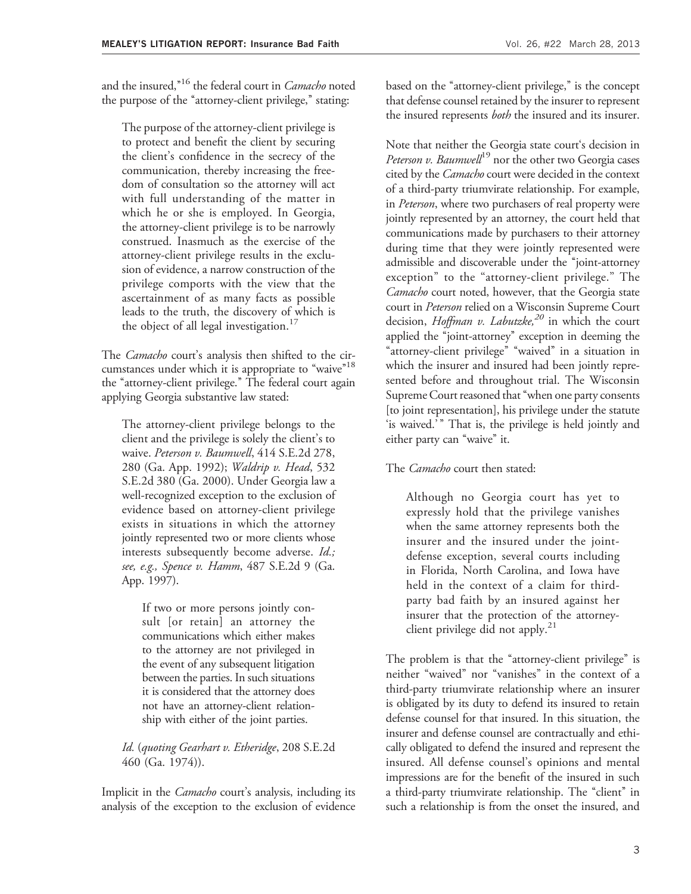and the insured,"[16] the federal court in *Camacho* noted the purpose of the "attorney-client privilege," stating:

> The purpose of the attorney-client privilege is to protect and benefit the client by securing the client's confidence in the secrecy of the communication, thereby increasing the freedom of consultation so the attorney will act with full understanding of the matter in which he or she is employed. In Georgia, the attorney-client privilege is to be narrowly construed. Inasmuch as the exercise of the attorney-client privilege results in the exclusion of evidence, a narrow construction of the privilege comports with the view that the ascertainment of as many facts as possible leads to the truth, the discovery of which is the object of all legal investigation.[17]

The *Camacho* court's analysis then shifted to the circumstances under which it is appropriate to "waive"[18] the "attorney-client privilege." The federal court again applying Georgia substantive law stated:

> The attorney-client privilege belongs to the client and the privilege is solely the client's to waive. *Peterson v. Baumwell*, 414 S.E.2d 278, 280 (Ga. App. 1992); *Waldrip v. Head*, 532 S.E.2d 380 (Ga. 2000). Under Georgia law a well-recognized exception to the exclusion of evidence based on attorney-client privilege exists in situations in which the attorney jointly represented two or more clients whose interests subsequently become adverse. *Id.; see, e.g., Spence v. Hamm*, 487 S.E.2d 9 (Ga. App. 1997).
>
>> If two or more persons jointly consult [or retain] an attorney the communications which either makes to the attorney are not privileged in the event of any subsequent litigation between the parties. In such situations it is considered that the attorney does not have an attorney-client relationship with either of the joint parties.
>
> *Id.* (*quoting Gearhart v. Etheridge*, 208 S.E.2d 460 (Ga. 1974)).

Implicit in the *Camacho* court's analysis, including its analysis of the exception to the exclusion of evidence based on the "attorney-client privilege," is the concept that defense counsel retained by the insurer to represent the insured represents *both* the insured and its insurer.

Note that neither the Georgia state court's decision in *Peterson v. Baumwell*[19] nor the other two Georgia cases cited by the *Camacho* court were decided in the context of a third-party triumvirate relationship. For example, in *Peterson*, where two purchasers of real property were jointly represented by an attorney, the court held that communications made by purchasers to their attorney during time that they were jointly represented were admissible and discoverable under the "joint-attorney exception" to the "attorney-client privilege." The *Camacho* court noted, however, that the Georgia state court in *Peterson* relied on a Wisconsin Supreme Court decision, *Hoffman v. Labutzke,*[20] in which the court applied the "joint-attorney" exception in deeming the "attorney-client privilege" "waived" in a situation in which the insurer and insured had been jointly represented before and throughout trial. The Wisconsin Supreme Court reasoned that "when one party consents [to joint representation], his privilege under the statute 'is waived.'" That is, the privilege is held jointly and either party can "waive" it.

The *Camacho* court then stated:

> Although no Georgia court has yet to expressly hold that the privilege vanishes when the same attorney represents both the insurer and the insured under the joint-defense exception, several courts including in Florida, North Carolina, and Iowa have held in the context of a claim for third-party bad faith by an insured against her insurer that the protection of the attorney-client privilege did not apply.[21]

The problem is that the "attorney-client privilege" is neither "waived" nor "vanishes" in the context of a third-party triumvirate relationship where an insurer is obligated by its duty to defend its insured to retain defense counsel for that insured. In this situation, the insurer and defense counsel are contractually and ethically obligated to defend the insured and represent the insured. All defense counsel's opinions and mental impressions are for the benefit of the insured in such a third-party triumvirate relationship. The "client" in such a relationship is from the onset the insured, and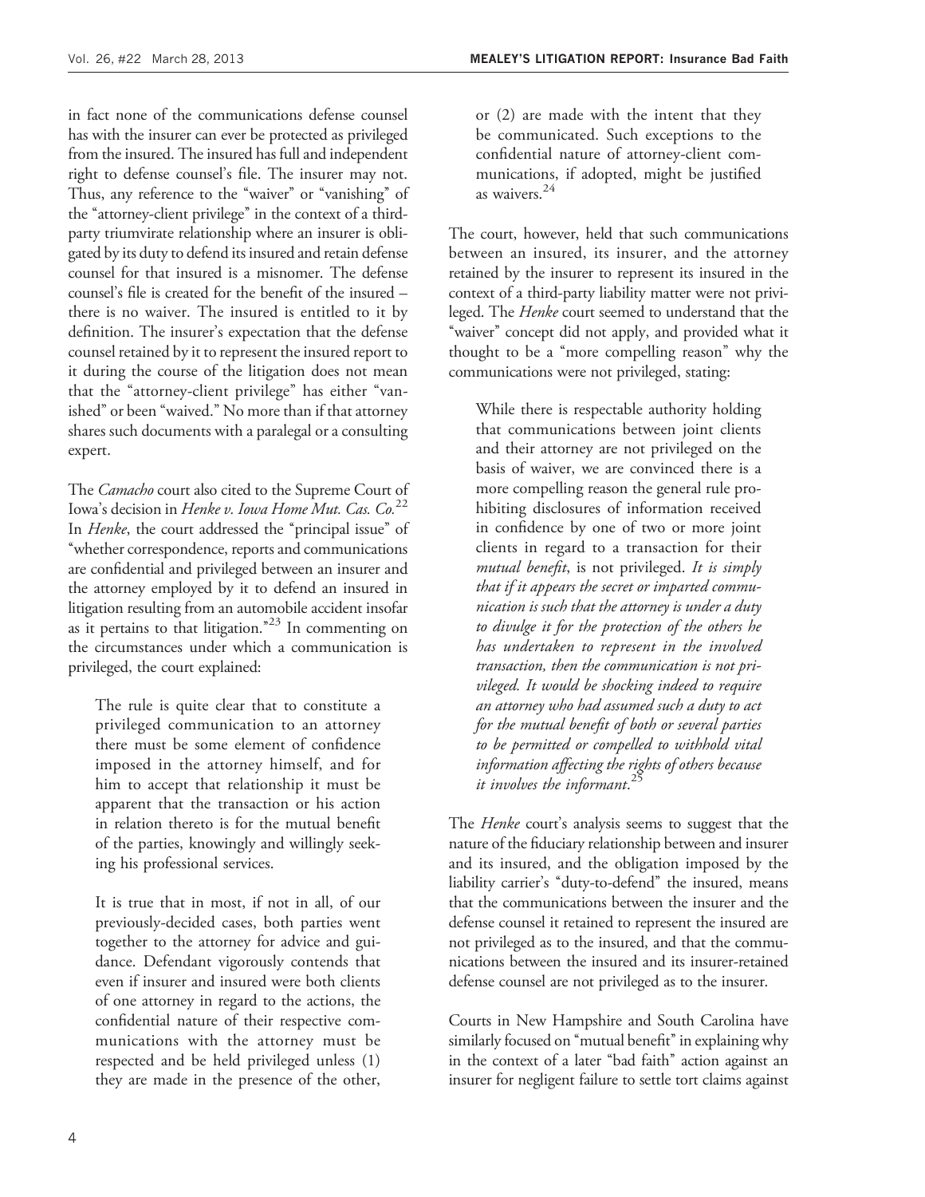in fact none of the communications defense counsel has with the insurer can ever be protected as privileged from the insured. The insured has full and independent right to defense counsel's file. The insurer may not. Thus, any reference to the "waiver" or "vanishing" of the "attorney-client privilege" in the context of a third-party triumvirate relationship where an insurer is obligated by its duty to defend its insured and retain defense counsel for that insured is a misnomer. The defense counsel's file is created for the benefit of the insured – there is no waiver. The insured is entitled to it by definition. The insurer's expectation that the defense counsel retained by it to represent the insured report to it during the course of the litigation does not mean that the "attorney-client privilege" has either "vanished" or been "waived." No more than if that attorney shares such documents with a paralegal or a consulting expert.

The *Camacho* court also cited to the Supreme Court of Iowa's decision in *Henke v. Iowa Home Mut. Cas. Co.*[22] In *Henke*, the court addressed the "principal issue" of "whether correspondence, reports and communications are confidential and privileged between an insurer and the attorney employed by it to defend an insured in litigation resulting from an automobile accident insofar as it pertains to that litigation."[23] In commenting on the circumstances under which a communication is privileged, the court explained:

> The rule is quite clear that to constitute a privileged communication to an attorney there must be some element of confidence imposed in the attorney himself, and for him to accept that relationship it must be apparent that the transaction or his action in relation thereto is for the mutual benefit of the parties, knowingly and willingly seeking his professional services.
>
> It is true that in most, if not in all, of our previously-decided cases, both parties went together to the attorney for advice and guidance. Defendant vigorously contends that even if insurer and insured were both clients of one attorney in regard to the actions, the confidential nature of their respective communications with the attorney must be respected and be held privileged unless (1) they are made in the presence of the other, or (2) are made with the intent that they be communicated. Such exceptions to the confidential nature of attorney-client communications, if adopted, might be justified as waivers.[24]

The court, however, held that such communications between an insured, its insurer, and the attorney retained by the insurer to represent its insured in the context of a third-party liability matter were not privileged. The *Henke* court seemed to understand that the "waiver" concept did not apply, and provided what it thought to be a "more compelling reason" why the communications were not privileged, stating:

> While there is respectable authority holding that communications between joint clients and their attorney are not privileged on the basis of waiver, we are convinced there is a more compelling reason the general rule prohibiting disclosures of information received in confidence by one of two or more joint clients in regard to a transaction for their *mutual benefit*, is not privileged. *It is simply that if it appears the secret or imparted communication is such that the attorney is under a duty to divulge it for the protection of the others he has undertaken to represent in the involved transaction, then the communication is not privileged. It would be shocking indeed to require an attorney who had assumed such a duty to act for the mutual benefit of both or several parties to be permitted or compelled to withhold vital information affecting the rights of others because it involves the informant*.[25]

The *Henke* court's analysis seems to suggest that the nature of the fiduciary relationship between and insurer and its insured, and the obligation imposed by the liability carrier's "duty-to-defend" the insured, means that the communications between the insurer and the defense counsel it retained to represent the insured are not privileged as to the insured, and that the communications between the insured and its insurer-retained defense counsel are not privileged as to the insurer.

Courts in New Hampshire and South Carolina have similarly focused on "mutual benefit" in explaining why in the context of a later "bad faith" action against an insurer for negligent failure to settle tort claims against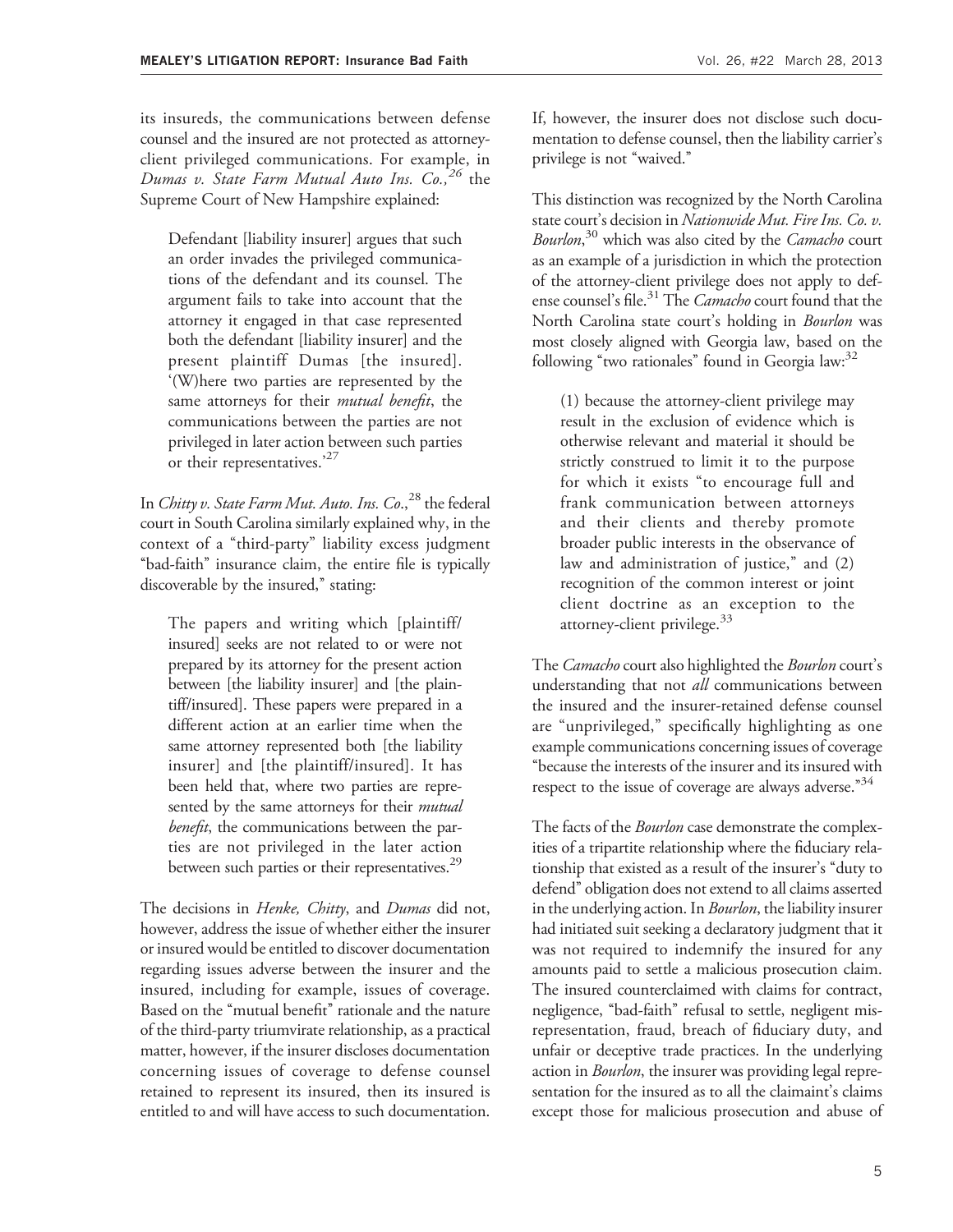its insureds, the communications between defense counsel and the insured are not protected as attorney-client privileged communications. For example, in *Dumas v. State Farm Mutual Auto Ins. Co.,*[26] the Supreme Court of New Hampshire explained:

> Defendant [liability insurer] argues that such an order invades the privileged communications of the defendant and its counsel. The argument fails to take into account that the attorney it engaged in that case represented both the defendant [liability insurer] and the present plaintiff Dumas [the insured]. '(W)here two parties are represented by the same attorneys for their *mutual benefit*, the communications between the parties are not privileged in later action between such parties or their representatives.'[27]

In *Chitty v. State Farm Mut. Auto. Ins. Co.*,[28] the federal court in South Carolina similarly explained why, in the context of a "third-party" liability excess judgment "bad-faith" insurance claim, the entire file is typically discoverable by the insured," stating:

> The papers and writing which [plaintiff/insured] seeks are not related to or were not prepared by its attorney for the present action between [the liability insurer] and [the plaintiff/insured]. These papers were prepared in a different action at an earlier time when the same attorney represented both [the liability insurer] and [the plaintiff/insured]. It has been held that, where two parties are represented by the same attorneys for their *mutual benefit*, the communications between the parties are not privileged in the later action between such parties or their representatives.[29]

The decisions in *Henke, Chitty*, and *Dumas* did not, however, address the issue of whether either the insurer or insured would be entitled to discover documentation regarding issues adverse between the insurer and the insured, including for example, issues of coverage. Based on the "mutual benefit" rationale and the nature of the third-party triumvirate relationship, as a practical matter, however, if the insurer discloses documentation concerning issues of coverage to defense counsel retained to represent its insured, then its insured is entitled to and will have access to such documentation. If, however, the insurer does not disclose such documentation to defense counsel, then the liability carrier's privilege is not "waived."

This distinction was recognized by the North Carolina state court's decision in *Nationwide Mut. Fire Ins. Co. v. Bourlon*,[30] which was also cited by the *Camacho* court as an example of a jurisdiction in which the protection of the attorney-client privilege does not apply to defense counsel's file.[31] The *Camacho* court found that the North Carolina state court's holding in *Bourlon* was most closely aligned with Georgia law, based on the following "two rationales" found in Georgia law:[32]

> (1) because the attorney-client privilege may result in the exclusion of evidence which is otherwise relevant and material it should be strictly construed to limit it to the purpose for which it exists "to encourage full and frank communication between attorneys and their clients and thereby promote broader public interests in the observance of law and administration of justice," and (2) recognition of the common interest or joint client doctrine as an exception to the attorney-client privilege.[33]

The *Camacho* court also highlighted the *Bourlon* court's understanding that not *all* communications between the insured and the insurer-retained defense counsel are "unprivileged," specifically highlighting as one example communications concerning issues of coverage "because the interests of the insurer and its insured with respect to the issue of coverage are always adverse."[34]

The facts of the *Bourlon* case demonstrate the complexities of a tripartite relationship where the fiduciary relationship that existed as a result of the insurer's "duty to defend" obligation does not extend to all claims asserted in the underlying action. In *Bourlon*, the liability insurer had initiated suit seeking a declaratory judgment that it was not required to indemnify the insured for any amounts paid to settle a malicious prosecution claim. The insured counterclaimed with claims for contract, negligence, "bad-faith" refusal to settle, negligent misrepresentation, fraud, breach of fiduciary duty, and unfair or deceptive trade practices. In the underlying action in *Bourlon*, the insurer was providing legal representation for the insured as to all the claimant's claims except those for malicious prosecution and abuse of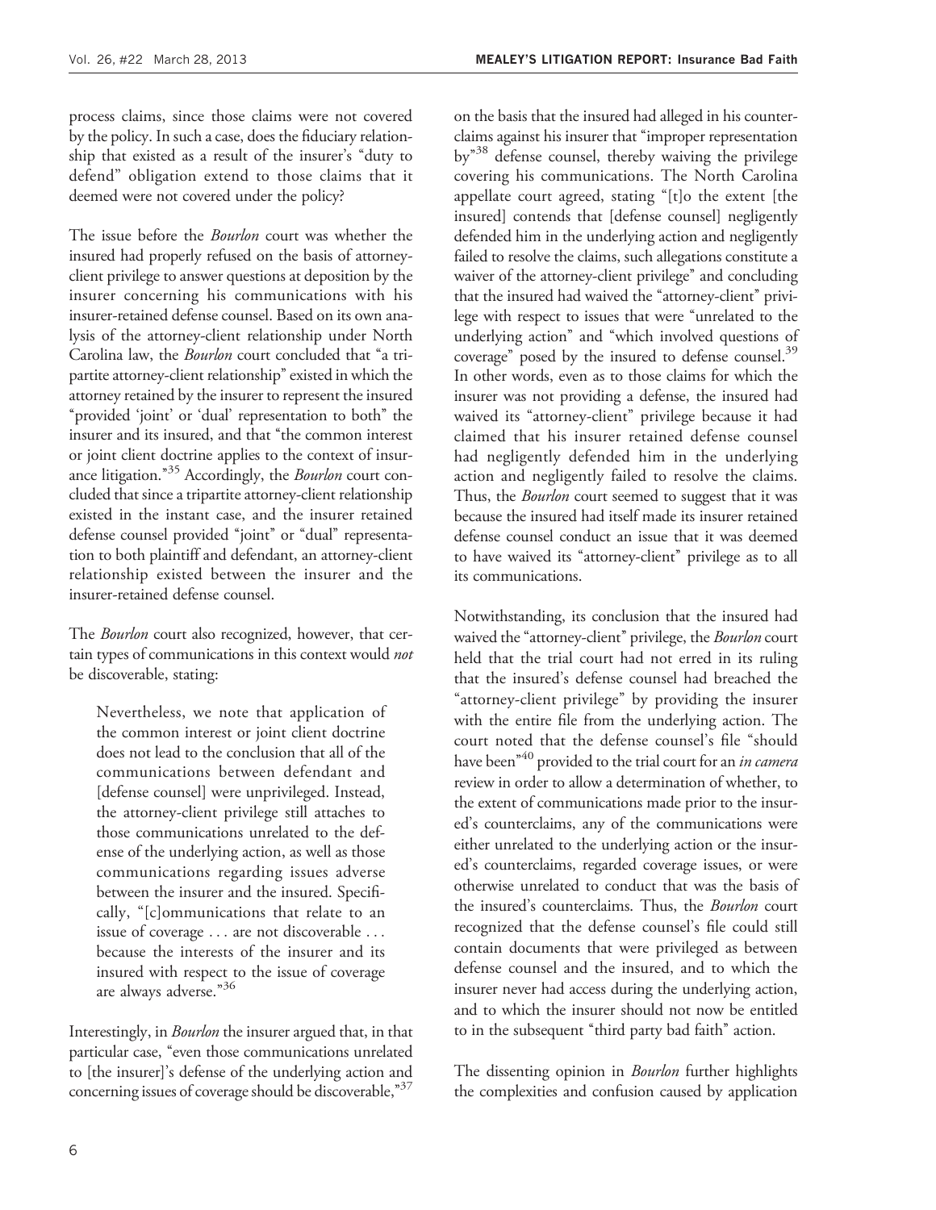process claims, since those claims were not covered by the policy. In such a case, does the fiduciary relationship that existed as a result of the insurer's "duty to defend" obligation extend to those claims that it deemed were not covered under the policy?

The issue before the *Bourlon* court was whether the insured had properly refused on the basis of attorney-client privilege to answer questions at deposition by the insurer concerning his communications with his insurer-retained defense counsel. Based on its own analysis of the attorney-client relationship under North Carolina law, the *Bourlon* court concluded that "a tripartite attorney-client relationship" existed in which the attorney retained by the insurer to represent the insured "provided 'joint' or 'dual' representation to both" the insurer and its insured, and that "the common interest or joint client doctrine applies to the context of insurance litigation."[35] Accordingly, the *Bourlon* court concluded that since a tripartite attorney-client relationship existed in the instant case, and the insurer retained defense counsel provided "joint" or "dual" representation to both plaintiff and defendant, an attorney-client relationship existed between the insurer and the insurer-retained defense counsel.

The *Bourlon* court also recognized, however, that certain types of communications in this context would *not* be discoverable, stating:

> Nevertheless, we note that application of the common interest or joint client doctrine does not lead to the conclusion that all of the communications between defendant and [defense counsel] were unprivileged. Instead, the attorney-client privilege still attaches to those communications unrelated to the defense of the underlying action, as well as those communications regarding issues adverse between the insurer and the insured. Specifically, "[c]ommunications that relate to an issue of coverage . . . are not discoverable . . . because the interests of the insurer and its insured with respect to the issue of coverage are always adverse."[36]

Interestingly, in *Bourlon* the insurer argued that, in that particular case, "even those communications unrelated to [the insurer]'s defense of the underlying action and concerning issues of coverage should be discoverable,"[37] on the basis that the insured had alleged in his counterclaims against his insurer that "improper representation by"[38] defense counsel, thereby waiving the privilege covering his communications. The North Carolina appellate court agreed, stating "[t]o the extent [the insured] contends that [defense counsel] negligently defended him in the underlying action and negligently failed to resolve the claims, such allegations constitute a waiver of the attorney-client privilege" and concluding that the insured had waived the "attorney-client" privilege with respect to issues that were "unrelated to the underlying action" and "which involved questions of coverage" posed by the insured to defense counsel.[39] In other words, even as to those claims for which the insurer was not providing a defense, the insured had waived its "attorney-client" privilege because it had claimed that his insurer retained defense counsel had negligently defended him in the underlying action and negligently failed to resolve the claims. Thus, the *Bourlon* court seemed to suggest that it was because the insured had itself made its insurer retained defense counsel conduct an issue that it was deemed to have waived its "attorney-client" privilege as to all its communications.

Notwithstanding, its conclusion that the insured had waived the "attorney-client" privilege, the *Bourlon* court held that the trial court had not erred in its ruling that the insured's defense counsel had breached the "attorney-client privilege" by providing the insurer with the entire file from the underlying action. The court noted that the defense counsel's file "should have been"[40] provided to the trial court for an *in camera* review in order to allow a determination of whether, to the extent of communications made prior to the insured's counterclaims, any of the communications were either unrelated to the underlying action or the insured's counterclaims, regarded coverage issues, or were otherwise unrelated to conduct that was the basis of the insured's counterclaims. Thus, the *Bourlon* court recognized that the defense counsel's file could still contain documents that were privileged as between defense counsel and the insured, and to which the insurer never had access during the underlying action, and to which the insurer should not now be entitled to in the subsequent "third party bad faith" action.

The dissenting opinion in *Bourlon* further highlights the complexities and confusion caused by application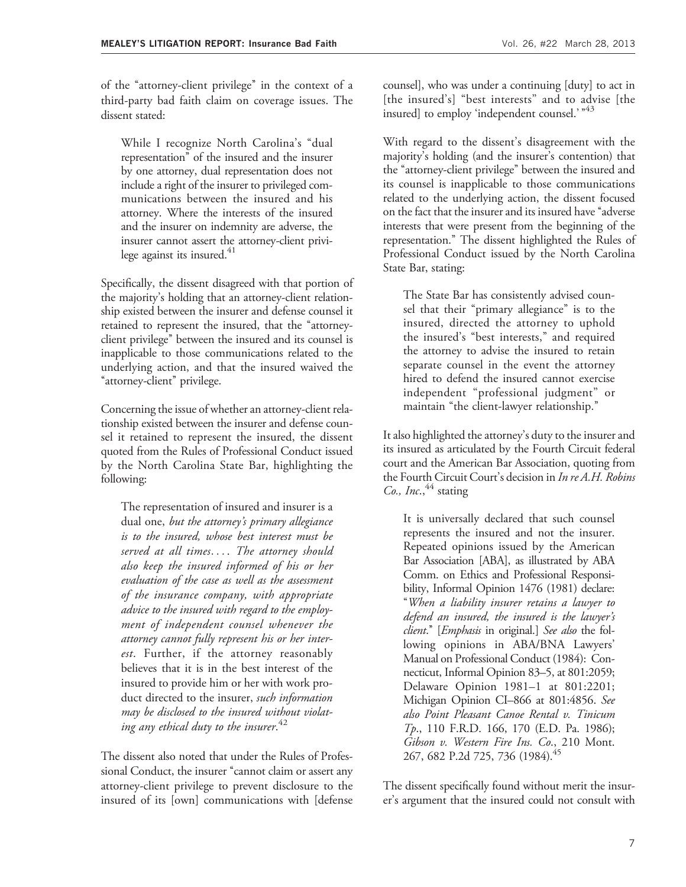of the "attorney-client privilege" in the context of a third-party bad faith claim on coverage issues. The dissent stated:

> While I recognize North Carolina's "dual representation" of the insured and the insurer by one attorney, dual representation does not include a right of the insurer to privileged communications between the insured and his attorney. Where the interests of the insured and the insurer on indemnity are adverse, the insurer cannot assert the attorney-client privilege against its insured.[41]

Specifically, the dissent disagreed with that portion of the majority's holding that an attorney-client relationship existed between the insurer and defense counsel it retained to represent the insured, that the "attorney-client privilege" between the insured and its counsel is inapplicable to those communications related to the underlying action, and that the insured waived the "attorney-client" privilege.

Concerning the issue of whether an attorney-client relationship existed between the insurer and defense counsel it retained to represent the insured, the dissent quoted from the Rules of Professional Conduct issued by the North Carolina State Bar, highlighting the following:

> The representation of insured and insurer is a dual one, *but the attorney's primary allegiance is to the insured, whose best interest must be served at all times.... The attorney should also keep the insured informed of his or her evaluation of the case as well as the assessment of the insurance company, with appropriate advice to the insured with regard to the employment of independent counsel whenever the attorney cannot fully represent his or her interest*. Further, if the attorney reasonably believes that it is in the best interest of the insured to provide him or her with work product directed to the insurer, *such information may be disclosed to the insured without violating any ethical duty to the insurer*.[42]

The dissent also noted that under the Rules of Professional Conduct, the insurer "cannot claim or assert any attorney-client privilege to prevent disclosure to the insured of its [own] communications with [defense counsel], who was under a continuing [duty] to act in [the insured's] "best interests" and to advise [the insured] to employ 'independent counsel.'"[43]

With regard to the dissent's disagreement with the majority's holding (and the insurer's contention) that the "attorney-client privilege" between the insured and its counsel is inapplicable to those communications related to the underlying action, the dissent focused on the fact that the insurer and its insured have "adverse interests that were present from the beginning of the representation." The dissent highlighted the Rules of Professional Conduct issued by the North Carolina State Bar, stating:

> The State Bar has consistently advised counsel that their "primary allegiance" is to the insured, directed the attorney to uphold the insured's "best interests," and required the attorney to advise the insured to retain separate counsel in the event the attorney hired to defend the insured cannot exercise independent "professional judgment" or maintain "the client-lawyer relationship."

It also highlighted the attorney's duty to the insurer and its insured as articulated by the Fourth Circuit federal court and the American Bar Association, quoting from the Fourth Circuit Court's decision in *In re A.H. Robins Co., Inc.*,[44] stating

> It is universally declared that such counsel represents the insured and not the insurer. Repeated opinions issued by the American Bar Association [ABA], as illustrated by ABA Comm. on Ethics and Professional Responsibility, Informal Opinion 1476 (1981) declare: "*When a liability insurer retains a lawyer to defend an insured, the insured is the lawyer's client*." [*Emphasis* in original.] *See also* the following opinions in ABA/BNA Lawyers' Manual on Professional Conduct (1984): Connecticut, Informal Opinion 83–5, at 801:2059; Delaware Opinion 1981–1 at 801:2201; Michigan Opinion CI–866 at 801:4856. *See also Point Pleasant Canoe Rental v. Tinicum Tp.*, 110 F.R.D. 166, 170 (E.D. Pa. 1986); *Gibson v. Western Fire Ins. Co.*, 210 Mont. 267, 682 P.2d 725, 736 (1984).[45]

The dissent specifically found without merit the insurer's argument that the insured could not consult with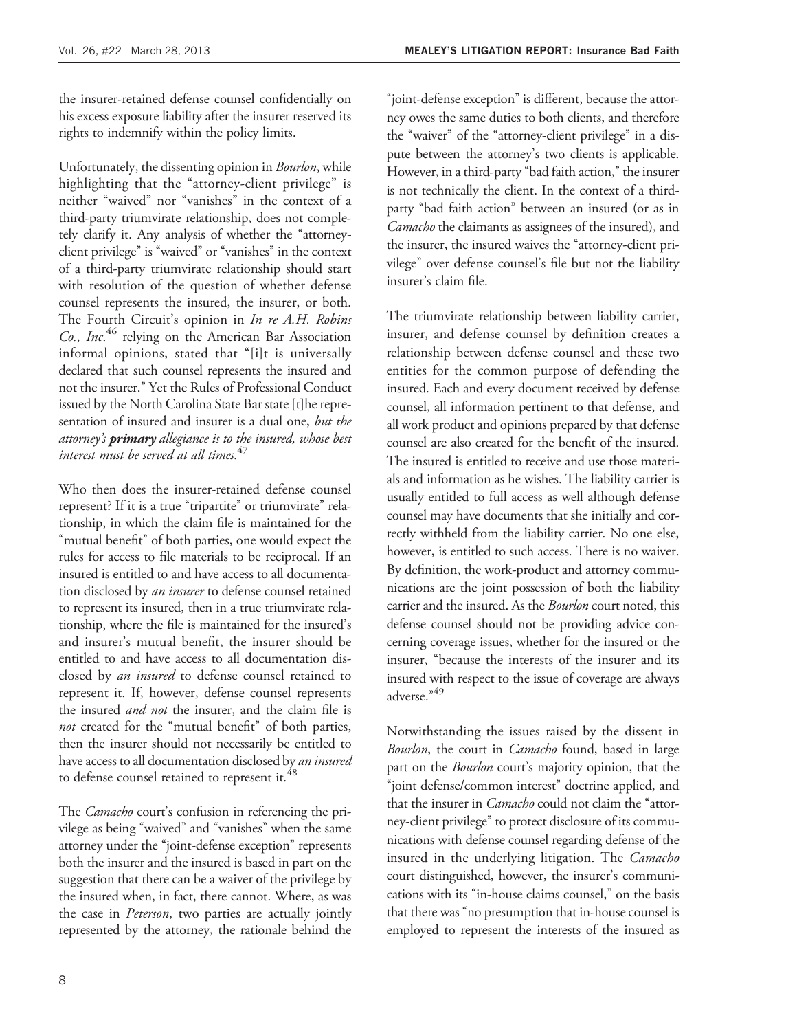the insurer-retained defense counsel confidentially on his excess exposure liability after the insurer reserved its rights to indemnify within the policy limits.

Unfortunately, the dissenting opinion in *Bourlon*, while highlighting that the "attorney-client privilege" is neither "waived" nor "vanishes" in the context of a third-party triumvirate relationship, does not completely clarify it. Any analysis of whether the "attorney-client privilege" is "waived" or "vanishes" in the context of a third-party triumvirate relationship should start with resolution of the question of whether defense counsel represents the insured, the insurer, or both. The Fourth Circuit's opinion in *In re A.H. Robins Co., Inc.*[46] relying on the American Bar Association informal opinions, stated that "[i]t is universally declared that such counsel represents the insured and not the insurer." Yet the Rules of Professional Conduct issued by the North Carolina State Bar state [t]he representation of insured and insurer is a dual one, *but the attorney's **primary** allegiance is to the insured, whose best interest must be served at all times.*[47]

Who then does the insurer-retained defense counsel represent? If it is a true "tripartite" or triumvirate" relationship, in which the claim file is maintained for the "mutual benefit" of both parties, one would expect the rules for access to file materials to be reciprocal. If an insured is entitled to and have access to all documentation disclosed by *an insurer* to defense counsel retained to represent its insured, then in a true triumvirate relationship, where the file is maintained for the insured's and insurer's mutual benefit, the insurer should be entitled to and have access to all documentation disclosed by *an insured* to defense counsel retained to represent it. If, however, defense counsel represents the insured *and not* the insurer, and the claim file is *not* created for the "mutual benefit" of both parties, then the insurer should not necessarily be entitled to have access to all documentation disclosed by *an insured* to defense counsel retained to represent it.[48]

The *Camacho* court's confusion in referencing the privilege as being "waived" and "vanishes" when the same attorney under the "joint-defense exception" represents both the insurer and the insured is based in part on the suggestion that there can be a waiver of the privilege by the insured when, in fact, there cannot. Where, as was the case in *Peterson*, two parties are actually jointly represented by the attorney, the rationale behind the "joint-defense exception" is different, because the attorney owes the same duties to both clients, and therefore the "waiver" of the "attorney-client privilege" in a dispute between the attorney's two clients is applicable. However, in a third-party "bad faith action," the insurer is not technically the client. In the context of a third-party "bad faith action" between an insured (or as in *Camacho* the claimants as assignees of the insured), and the insurer, the insured waives the "attorney-client privilege" over defense counsel's file but not the liability insurer's claim file.

The triumvirate relationship between liability carrier, insurer, and defense counsel by definition creates a relationship between defense counsel and these two entities for the common purpose of defending the insured. Each and every document received by defense counsel, all information pertinent to that defense, and all work product and opinions prepared by that defense counsel are also created for the benefit of the insured. The insured is entitled to receive and use those materials and information as he wishes. The liability carrier is usually entitled to full access as well although defense counsel may have documents that she initially and correctly withheld from the liability carrier. No one else, however, is entitled to such access. There is no waiver. By definition, the work-product and attorney communications are the joint possession of both the liability carrier and the insured. As the *Bourlon* court noted, this defense counsel should not be providing advice concerning coverage issues, whether for the insured or the insurer, "because the interests of the insurer and its insured with respect to the issue of coverage are always adverse."[49]

Notwithstanding the issues raised by the dissent in *Bourlon*, the court in *Camacho* found, based in large part on the *Bourlon* court's majority opinion, that the "joint defense/common interest" doctrine applied, and that the insurer in *Camacho* could not claim the "attorney-client privilege" to protect disclosure of its communications with defense counsel regarding defense of the insured in the underlying litigation. The *Camacho* court distinguished, however, the insurer's communications with its "in-house claims counsel," on the basis that there was "no presumption that in-house counsel is employed to represent the interests of the insured as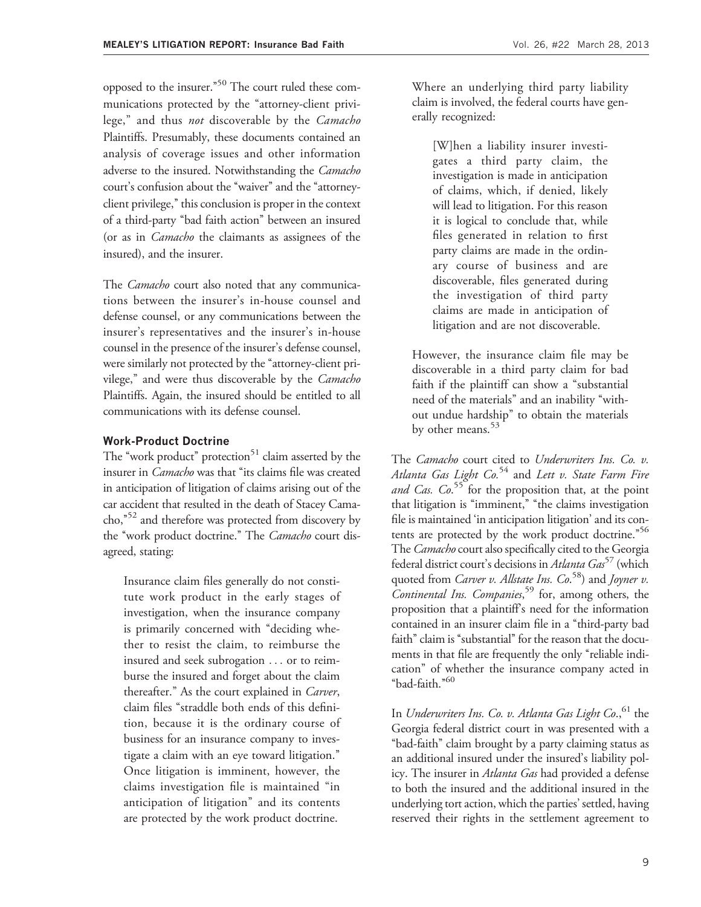opposed to the insurer."[50] The court ruled these communications protected by the "attorney-client privilege," and thus *not* discoverable by the *Camacho* Plaintiffs. Presumably, these documents contained an analysis of coverage issues and other information adverse to the insured. Notwithstanding the *Camacho* court's confusion about the "waiver" and the "attorney-client privilege," this conclusion is proper in the context of a third-party "bad faith action" between an insured (or as in *Camacho* the claimants as assignees of the insured), and the insurer.

The *Camacho* court also noted that any communications between the insurer's in-house counsel and defense counsel, or any communications between the insurer's representatives and the insurer's in-house counsel in the presence of the insurer's defense counsel, were similarly not protected by the "attorney-client privilege," and were thus discoverable by the *Camacho* Plaintiffs. Again, the insured should be entitled to all communications with its defense counsel.

#### Work-Product Doctrine

The "work product" protection[51] claim asserted by the insurer in *Camacho* was that "its claims file was created in anticipation of litigation of claims arising out of the car accident that resulted in the death of Stacey Camacho,"[52] and therefore was protected from discovery by the "work product doctrine." The *Camacho* court disagreed, stating:

> Insurance claim files generally do not constitute work product in the early stages of investigation, when the insurance company is primarily concerned with "deciding whether to resist the claim, to reimburse the insured and seek subrogation . . . or to reimburse the insured and forget about the claim thereafter." As the court explained in *Carver*, claim files "straddle both ends of this definition, because it is the ordinary course of business for an insurance company to investigate a claim with an eye toward litigation." Once litigation is imminent, however, the claims investigation file is maintained "in anticipation of litigation" and its contents are protected by the work product doctrine.
>
> Where an underlying third party liability claim is involved, the federal courts have generally recognized:
>
> > [W]hen a liability insurer investigates a third party claim, the investigation is made in anticipation of claims, which, if denied, likely will lead to litigation. For this reason it is logical to conclude that, while files generated in relation to first party claims are made in the ordinary course of business and are discoverable, files generated during the investigation of third party claims are made in anticipation of litigation and are not discoverable.
>
> However, the insurance claim file may be discoverable in a third party claim for bad faith if the plaintiff can show a "substantial need of the materials" and an inability "without undue hardship" to obtain the materials by other means.[53]

The *Camacho* court cited to *Underwriters Ins. Co. v. Atlanta Gas Light Co.*[54] and *Lett v. State Farm Fire and Cas. Co.*[55] for the proposition that, at the point that litigation is "imminent," "the claims investigation file is maintained 'in anticipation litigation' and its contents are protected by the work product doctrine."[56] The *Camacho* court also specifically cited to the Georgia federal district court's decisions in *Atlanta Gas*[57] (which quoted from *Carver v. Allstate Ins. Co.*[58]) and *Joyner v. Continental Ins. Companies*,[59] for, among others, the proposition that a plaintiff's need for the information contained in an insurer claim file in a "third-party bad faith" claim is "substantial" for the reason that the documents in that file are frequently the only "reliable indication" of whether the insurance company acted in "bad-faith."[60]

In *Underwriters Ins. Co. v. Atlanta Gas Light Co.*,[61] the Georgia federal district court in was presented with a "bad-faith" claim brought by a party claiming status as an additional insured under the insured's liability policy. The insurer in *Atlanta Gas* had provided a defense to both the insured and the additional insured in the underlying tort action, which the parties' settled, having reserved their rights in the settlement agreement to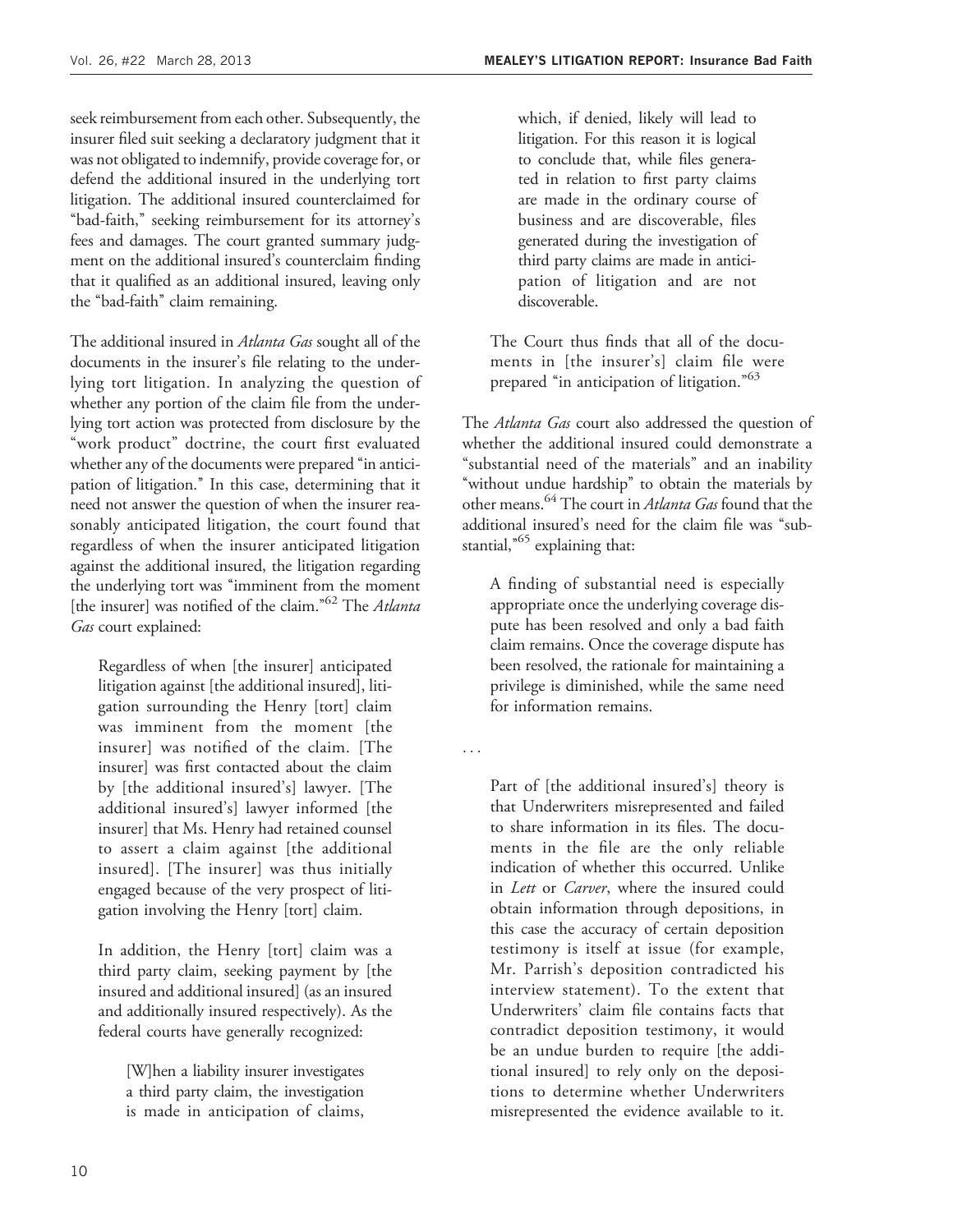seek reimbursement from each other. Subsequently, the insurer filed suit seeking a declaratory judgment that it was not obligated to indemnify, provide coverage for, or defend the additional insured in the underlying tort litigation. The additional insured counterclaimed for "bad-faith," seeking reimbursement for its attorney's fees and damages. The court granted summary judgment on the additional insured's counterclaim finding that it qualified as an additional insured, leaving only the "bad-faith" claim remaining.

The additional insured in *Atlanta Gas* sought all of the documents in the insurer's file relating to the underlying tort litigation. In analyzing the question of whether any portion of the claim file from the underlying tort action was protected from disclosure by the "work product" doctrine, the court first evaluated whether any of the documents were prepared "in anticipation of litigation." In this case, determining that it need not answer the question of when the insurer reasonably anticipated litigation, the court found that regardless of when the insurer anticipated litigation against the additional insured, the litigation regarding the underlying tort was "imminent from the moment [the insurer] was notified of the claim."[62] The *Atlanta Gas* court explained:

> Regardless of when [the insurer] anticipated litigation against [the additional insured], litigation surrounding the Henry [tort] claim was imminent from the moment [the insurer] was notified of the claim. [The insurer] was first contacted about the claim by [the additional insured's] lawyer. [The additional insured's] lawyer informed [the insurer] that Ms. Henry had retained counsel to assert a claim against [the additional insured]. [The insurer] was thus initially engaged because of the very prospect of litigation involving the Henry [tort] claim.
>
> In addition, the Henry [tort] claim was a third party claim, seeking payment by [the insured and additional insured] (as an insured and additionally insured respectively). As the federal courts have generally recognized:
>
> > [W]hen a liability insurer investigates a third party claim, the investigation is made in anticipation of claims, which, if denied, likely will lead to litigation. For this reason it is logical to conclude that, while files generated in relation to first party claims are made in the ordinary course of business and are discoverable, files generated during the investigation of third party claims are made in anticipation of litigation and are not discoverable.
>
> The Court thus finds that all of the documents in [the insurer's] claim file were prepared "in anticipation of litigation."[63]

The *Atlanta Gas* court also addressed the question of whether the additional insured could demonstrate a "substantial need of the materials" and an inability "without undue hardship" to obtain the materials by other means.[64] The court in *Atlanta Gas* found that the additional insured's need for the claim file was "substantial,"[65] explaining that:

> A finding of substantial need is especially appropriate once the underlying coverage dispute has been resolved and only a bad faith claim remains. Once the coverage dispute has been resolved, the rationale for maintaining a privilege is diminished, while the same need for information remains.

. . .

> Part of [the additional insured's] theory is that Underwriters misrepresented and failed to share information in its files. The documents in the file are the only reliable indication of whether this occurred. Unlike in *Lett* or *Carver*, where the insured could obtain information through depositions, in this case the accuracy of certain deposition testimony is itself at issue (for example, Mr. Parrish's deposition contradicted his interview statement). To the extent that Underwriters' claim file contains facts that contradict deposition testimony, it would be an undue burden to require [the additional insured] to rely only on the depositions to determine whether Underwriters misrepresented the evidence available to it.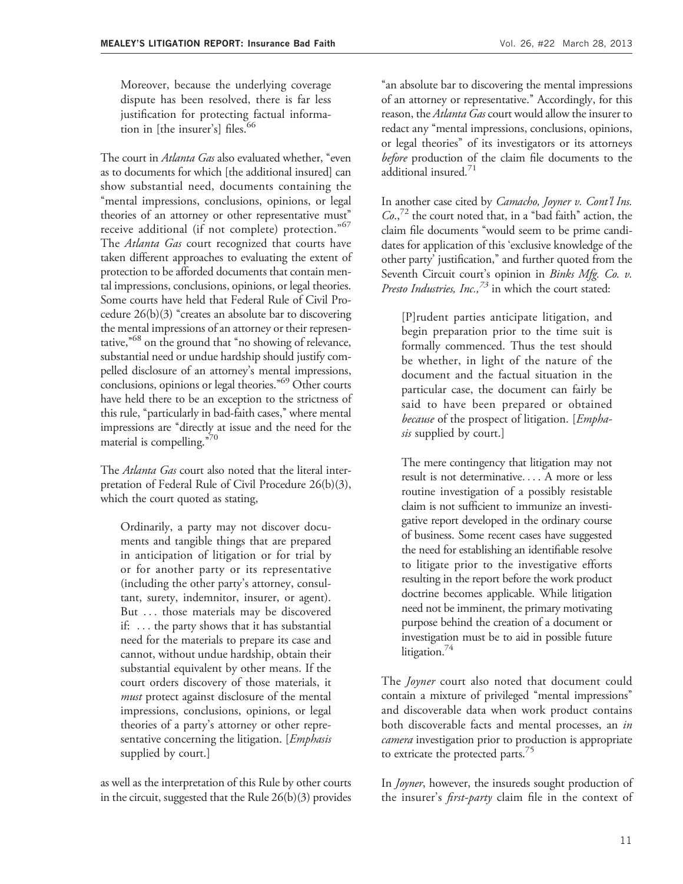> Moreover, because the underlying coverage dispute has been resolved, there is far less justification for protecting factual information in [the insurer's] files.[66]

The court in *Atlanta Gas* also evaluated whether, "even as to documents for which [the additional insured] can show substantial need, documents containing the "mental impressions, conclusions, opinions, or legal theories of an attorney or other representative must" receive additional (if not complete) protection."[67] The *Atlanta Gas* court recognized that courts have taken different approaches to evaluating the extent of protection to be afforded documents that contain mental impressions, conclusions, opinions, or legal theories. Some courts have held that Federal Rule of Civil Procedure 26(b)(3) "creates an absolute bar to discovering the mental impressions of an attorney or their representative,"[68] on the ground that "no showing of relevance, substantial need or undue hardship should justify compelled disclosure of an attorney's mental impressions, conclusions, opinions or legal theories."[69] Other courts have held there to be an exception to the strictness of this rule, "particularly in bad-faith cases," where mental impressions are "directly at issue and the need for the material is compelling."[70]

The *Atlanta Gas* court also noted that the literal interpretation of Federal Rule of Civil Procedure 26(b)(3), which the court quoted as stating,

> Ordinarily, a party may not discover documents and tangible things that are prepared in anticipation of litigation or for trial by or for another party or its representative (including the other party's attorney, consultant, surety, indemnitor, insurer, or agent). But . . . those materials may be discovered if: . . . the party shows that it has substantial need for the materials to prepare its case and cannot, without undue hardship, obtain their substantial equivalent by other means. If the court orders discovery of those materials, it *must* protect against disclosure of the mental impressions, conclusions, opinions, or legal theories of a party's attorney or other representative concerning the litigation. [*Emphasis* supplied by court.]

as well as the interpretation of this Rule by other courts in the circuit, suggested that the Rule 26(b)(3) provides "an absolute bar to discovering the mental impressions of an attorney or representative." Accordingly, for this reason, the *Atlanta Gas* court would allow the insurer to redact any "mental impressions, conclusions, opinions, or legal theories" of its investigators or its attorneys *before* production of the claim file documents to the additional insured.[71]

In another case cited by *Camacho, Joyner v. Cont'l Ins. Co.*,[72] the court noted that, in a "bad faith" action, the claim file documents "would seem to be prime candidates for application of this 'exclusive knowledge of the other party' justification," and further quoted from the Seventh Circuit court's opinion in *Binks Mfg. Co. v. Presto Industries, Inc.*,[73] in which the court stated:

> [P]rudent parties anticipate litigation, and begin preparation prior to the time suit is formally commenced. Thus the test should be whether, in light of the nature of the document and the factual situation in the particular case, the document can fairly be said to have been prepared or obtained *because* of the prospect of litigation. [*Emphasis* supplied by court.]
>
> The mere contingency that litigation may not result is not determinative. . . . A more or less routine investigation of a possibly resistable claim is not sufficient to immunize an investigative report developed in the ordinary course of business. Some recent cases have suggested the need for establishing an identifiable resolve to litigate prior to the investigative efforts resulting in the report before the work product doctrine becomes applicable. While litigation need not be imminent, the primary motivating purpose behind the creation of a document or investigation must be to aid in possible future litigation.[74]

The *Joyner* court also noted that document could contain a mixture of privileged "mental impressions" and discoverable data when work product contains both discoverable facts and mental processes, an *in camera* investigation prior to production is appropriate to extricate the protected parts.[75]

In *Joyner*, however, the insureds sought production of the insurer's *first-party* claim file in the context of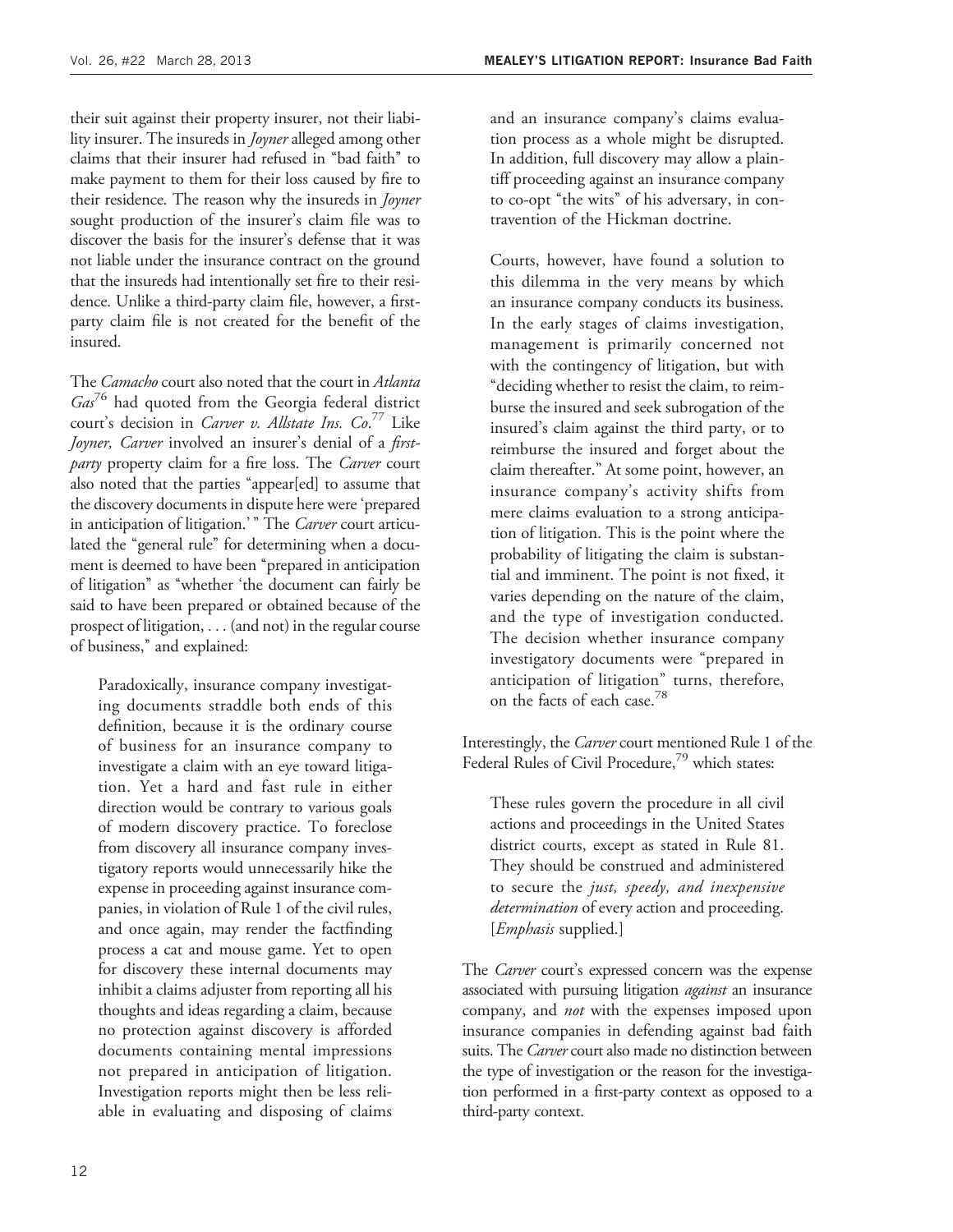their suit against their property insurer, not their liability insurer. The insureds in *Joyner* alleged among other claims that their insurer had refused in "bad faith" to make payment to them for their loss caused by fire to their residence. The reason why the insureds in *Joyner* sought production of the insurer's claim file was to discover the basis for the insurer's defense that it was not liable under the insurance contract on the ground that the insureds had intentionally set fire to their residence. Unlike a third-party claim file, however, a first-party claim file is not created for the benefit of the insured.

The *Camacho* court also noted that the court in *Atlanta Gas*[76] had quoted from the Georgia federal district court's decision in *Carver v. Allstate Ins. Co*.[77] Like *Joyner, Carver* involved an insurer's denial of a *first-party* property claim for a fire loss. The *Carver* court also noted that the parties "appear[ed] to assume that the discovery documents in dispute here were 'prepared in anticipation of litigation.' " The *Carver* court articulated the "general rule" for determining when a document is deemed to have been "prepared in anticipation of litigation" as "whether 'the document can fairly be said to have been prepared or obtained because of the prospect of litigation, . . . (and not) in the regular course of business," and explained:

> Paradoxically, insurance company investigating documents straddle both ends of this definition, because it is the ordinary course of business for an insurance company to investigate a claim with an eye toward litigation. Yet a hard and fast rule in either direction would be contrary to various goals of modern discovery practice. To foreclose from discovery all insurance company investigatory reports would unnecessarily hike the expense in proceeding against insurance companies, in violation of Rule 1 of the civil rules, and once again, may render the factfinding process a cat and mouse game. Yet to open for discovery these internal documents may inhibit a claims adjuster from reporting all his thoughts and ideas regarding a claim, because no protection against discovery is afforded documents containing mental impressions not prepared in anticipation of litigation. Investigation reports might then be less reliable in evaluating and disposing of claims and an insurance company's claims evaluation process as a whole might be disrupted. In addition, full discovery may allow a plaintiff proceeding against an insurance company to co-opt "the wits" of his adversary, in contravention of the Hickman doctrine.
>
> Courts, however, have found a solution to this dilemma in the very means by which an insurance company conducts its business. In the early stages of claims investigation, management is primarily concerned not with the contingency of litigation, but with "deciding whether to resist the claim, to reimburse the insured and seek subrogation of the insured's claim against the third party, or to reimburse the insured and forget about the claim thereafter." At some point, however, an insurance company's activity shifts from mere claims evaluation to a strong anticipation of litigation. This is the point where the probability of litigating the claim is substantial and imminent. The point is not fixed, it varies depending on the nature of the claim, and the type of investigation conducted. The decision whether insurance company investigatory documents were "prepared in anticipation of litigation" turns, therefore, on the facts of each case.[78]

Interestingly, the *Carver* court mentioned Rule 1 of the Federal Rules of Civil Procedure,[79] which states:

> These rules govern the procedure in all civil actions and proceedings in the United States district courts, except as stated in Rule 81. They should be construed and administered to secure the *just, speedy, and inexpensive determination* of every action and proceeding. [*Emphasis* supplied.]

The *Carver* court's expressed concern was the expense associated with pursuing litigation *against* an insurance company, and *not* with the expenses imposed upon insurance companies in defending against bad faith suits. The *Carver* court also made no distinction between the type of investigation or the reason for the investigation performed in a first-party context as opposed to a third-party context.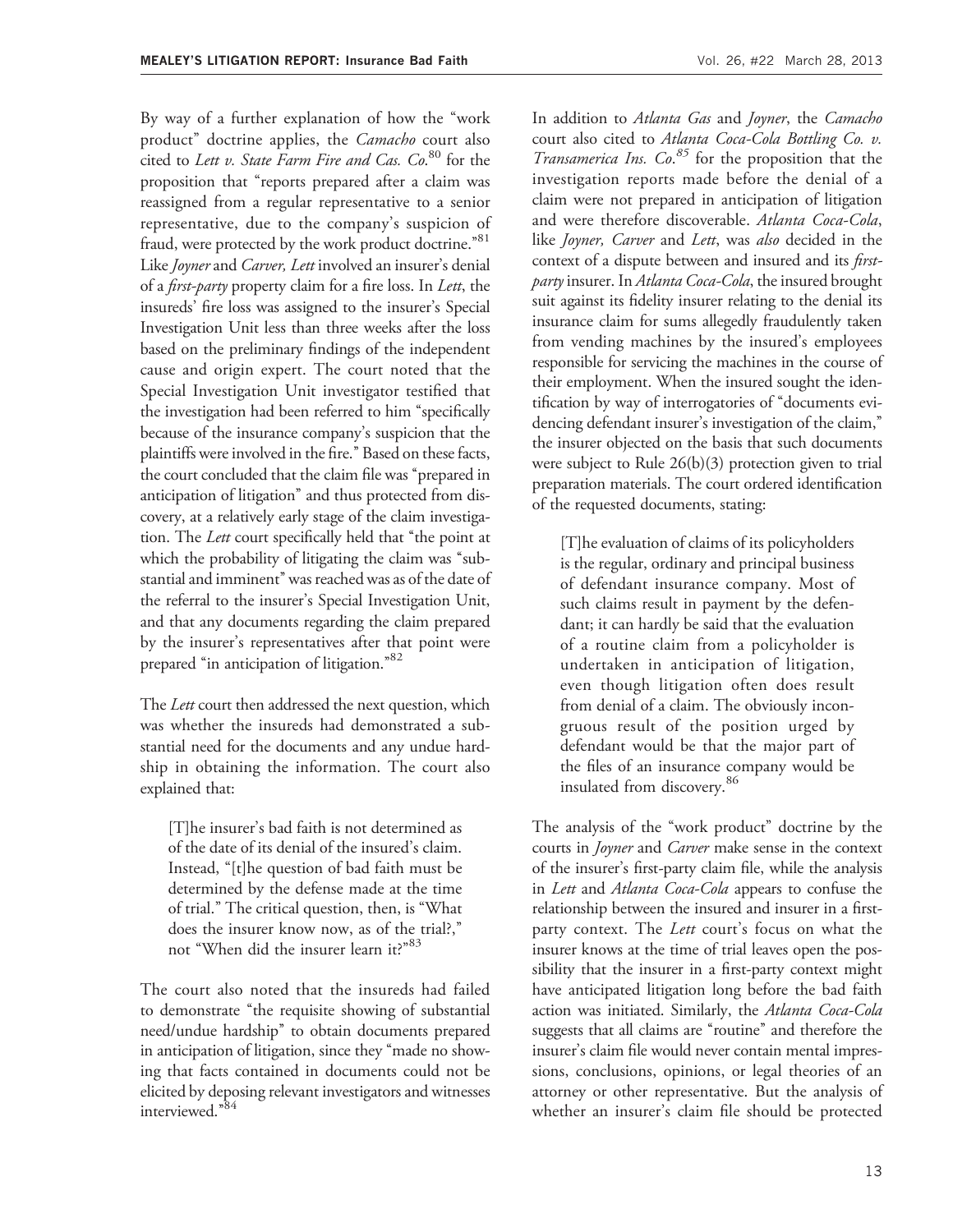By way of a further explanation of how the "work product" doctrine applies, the *Camacho* court also cited to *Lett v. State Farm Fire and Cas. Co.*[80] for the proposition that "reports prepared after a claim was reassigned from a regular representative to a senior representative, due to the company's suspicion of fraud, were protected by the work product doctrine."[81] Like *Joyner* and *Carver, Lett* involved an insurer's denial of a *first-party* property claim for a fire loss. In *Lett*, the insureds' fire loss was assigned to the insurer's Special Investigation Unit less than three weeks after the loss based on the preliminary findings of the independent cause and origin expert. The court noted that the Special Investigation Unit investigator testified that the investigation had been referred to him "specifically because of the insurance company's suspicion that the plaintiffs were involved in the fire." Based on these facts, the court concluded that the claim file was "prepared in anticipation of litigation" and thus protected from discovery, at a relatively early stage of the claim investigation. The *Lett* court specifically held that "the point at which the probability of litigating the claim was "substantial and imminent" was reached was as of the date of the referral to the insurer's Special Investigation Unit, and that any documents regarding the claim prepared by the insurer's representatives after that point were prepared "in anticipation of litigation."[82]

The *Lett* court then addressed the next question, which was whether the insureds had demonstrated a substantial need for the documents and any undue hardship in obtaining the information. The court also explained that:

> [T]he insurer's bad faith is not determined as of the date of its denial of the insured's claim. Instead, "[t]he question of bad faith must be determined by the defense made at the time of trial." The critical question, then, is "What does the insurer know now, as of the trial?," not "When did the insurer learn it?"[83]

The court also noted that the insureds had failed to demonstrate "the requisite showing of substantial need/undue hardship" to obtain documents prepared in anticipation of litigation, since they "made no showing that facts contained in documents could not be elicited by deposing relevant investigators and witnesses interviewed."[84]

In addition to *Atlanta Gas* and *Joyner*, the *Camacho* court also cited to *Atlanta Coca-Cola Bottling Co. v. Transamerica Ins. Co.*[85] for the proposition that the investigation reports made before the denial of a claim were not prepared in anticipation of litigation and were therefore discoverable. *Atlanta Coca-Cola*, like *Joyner, Carver* and *Lett*, was *also* decided in the context of a dispute between and insured and its *first-party* insurer. In *Atlanta Coca-Cola*, the insured brought suit against its fidelity insurer relating to the denial its insurance claim for sums allegedly fraudulently taken from vending machines by the insured's employees responsible for servicing the machines in the course of their employment. When the insured sought the identification by way of interrogatories of "documents evidencing defendant insurer's investigation of the claim," the insurer objected on the basis that such documents were subject to Rule 26(b)(3) protection given to trial preparation materials. The court ordered identification of the requested documents, stating:

> [T]he evaluation of claims of its policyholders is the regular, ordinary and principal business of defendant insurance company. Most of such claims result in payment by the defendant; it can hardly be said that the evaluation of a routine claim from a policyholder is undertaken in anticipation of litigation, even though litigation often does result from denial of a claim. The obviously incongruous result of the position urged by defendant would be that the major part of the files of an insurance company would be insulated from discovery.[86]

The analysis of the "work product" doctrine by the courts in *Joyner* and *Carver* make sense in the context of the insurer's first-party claim file, while the analysis in *Lett* and *Atlanta Coca-Cola* appears to confuse the relationship between the insured and insurer in a first-party context. The *Lett* court's focus on what the insurer knows at the time of trial leaves open the possibility that the insurer in a first-party context might have anticipated litigation long before the bad faith action was initiated. Similarly, the *Atlanta Coca-Cola* suggests that all claims are "routine" and therefore the insurer's claim file would never contain mental impressions, conclusions, opinions, or legal theories of an attorney or other representative. But the analysis of whether an insurer's claim file should be protected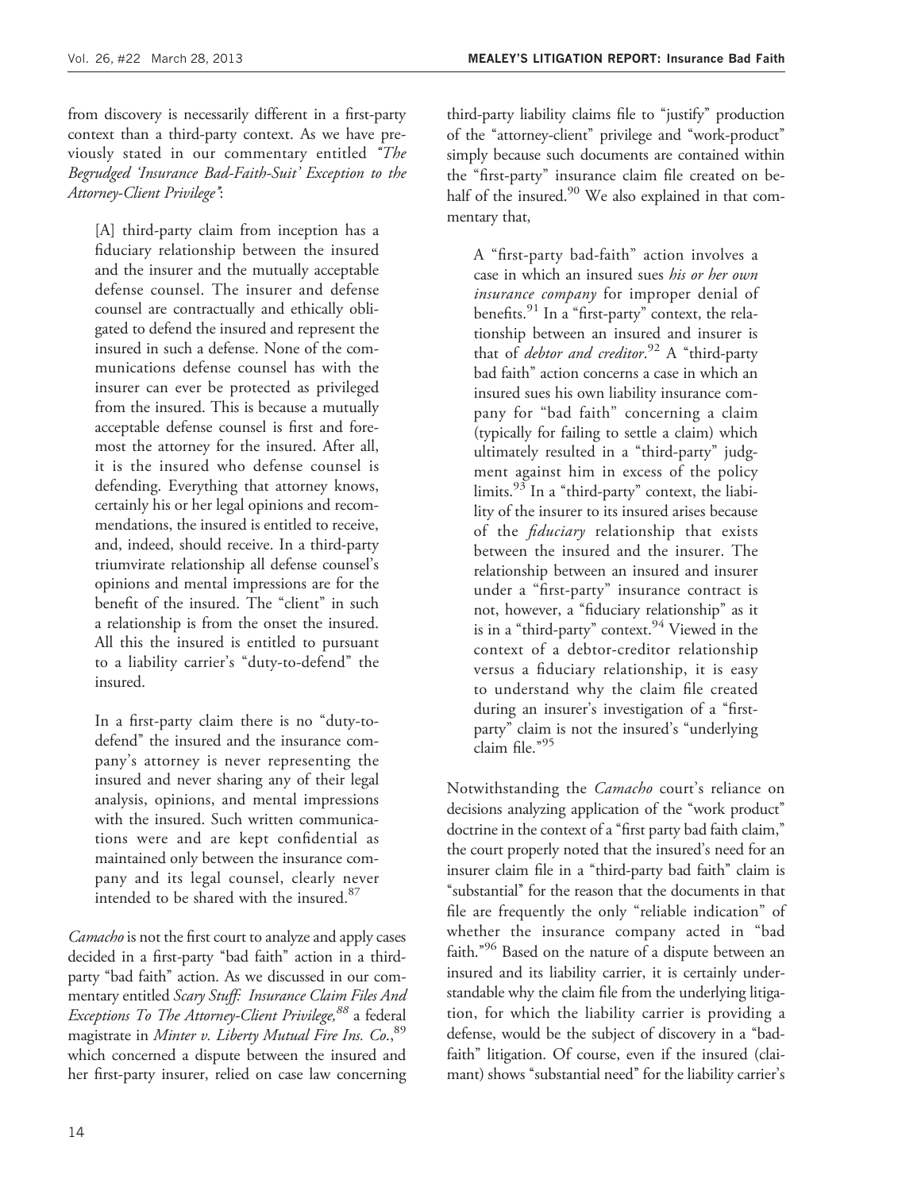from discovery is necessarily different in a first-party context than a third-party context. As we have previously stated in our commentary entitled *"The Begrudged 'Insurance Bad-Faith-Suit' Exception to the Attorney-Client Privilege"*:

> [A] third-party claim from inception has a fiduciary relationship between the insured and the insurer and the mutually acceptable defense counsel. The insurer and defense counsel are contractually and ethically obligated to defend the insured and represent the insured in such a defense. None of the communications defense counsel has with the insurer can ever be protected as privileged from the insured. This is because a mutually acceptable defense counsel is first and foremost the attorney for the insured. After all, it is the insured who defense counsel is defending. Everything that attorney knows, certainly his or her legal opinions and recommendations, the insured is entitled to receive, and, indeed, should receive. In a third-party triumvirate relationship all defense counsel's opinions and mental impressions are for the benefit of the insured. The "client" in such a relationship is from the onset the insured. All this the insured is entitled to pursuant to a liability carrier's "duty-to-defend" the insured.
>
> In a first-party claim there is no "duty-to-defend" the insured and the insurance company's attorney is never representing the insured and never sharing any of their legal analysis, opinions, and mental impressions with the insured. Such written communications were and are kept confidential as maintained only between the insurance company and its legal counsel, clearly never intended to be shared with the insured.[87]

*Camacho* is not the first court to analyze and apply cases decided in a first-party "bad faith" action in a third-party "bad faith" action. As we discussed in our commentary entitled *Scary Stuff: Insurance Claim Files And Exceptions To The Attorney-Client Privilege,*[88] a federal magistrate in *Minter v. Liberty Mutual Fire Ins. Co.*,[89] which concerned a dispute between the insured and her first-party insurer, relied on case law concerning third-party liability claims file to "justify" production of the "attorney-client" privilege and "work-product" simply because such documents are contained within the "first-party" insurance claim file created on behalf of the insured.[90] We also explained in that commentary that,

> A "first-party bad-faith" action involves a case in which an insured sues *his or her own insurance company* for improper denial of benefits.[91] In a "first-party" context, the relationship between an insured and insurer is that of *debtor and creditor*.[92] A "third-party bad faith" action concerns a case in which an insured sues his own liability insurance company for "bad faith" concerning a claim (typically for failing to settle a claim) which ultimately resulted in a "third-party" judgment against him in excess of the policy limits.[93] In a "third-party" context, the liability of the insurer to its insured arises because of the *fiduciary* relationship that exists between the insured and the insurer. The relationship between an insured and insurer under a "first-party" insurance contract is not, however, a "fiduciary relationship" as it is in a "third-party" context.[94] Viewed in the context of a debtor-creditor relationship versus a fiduciary relationship, it is easy to understand why the claim file created during an insurer's investigation of a "first-party" claim is not the insured's "underlying claim file."[95]

Notwithstanding the *Camacho* court's reliance on decisions analyzing application of the "work product" doctrine in the context of a "first party bad faith claim," the court properly noted that the insured's need for an insurer claim file in a "third-party bad faith" claim is "substantial" for the reason that the documents in that file are frequently the only "reliable indication" of whether the insurance company acted in "bad faith."[96] Based on the nature of a dispute between an insured and its liability carrier, it is certainly understandable why the claim file from the underlying litigation, for which the liability carrier is providing a defense, would be the subject of discovery in a "bad-faith" litigation. Of course, even if the insured (claimant) shows "substantial need" for the liability carrier's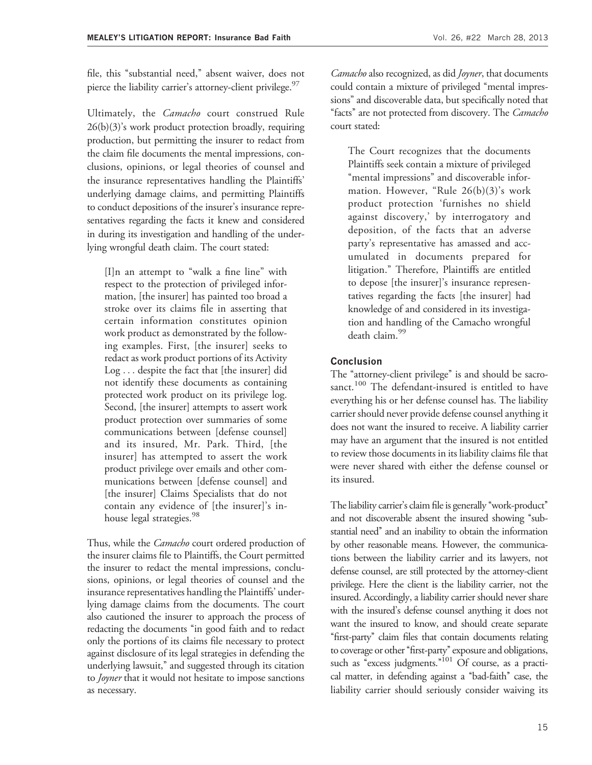file, this "substantial need," absent waiver, does not pierce the liability carrier's attorney-client privilege.[97]

Ultimately, the *Camacho* court construed Rule 26(b)(3)'s work product protection broadly, requiring production, but permitting the insurer to redact from the claim file documents the mental impressions, conclusions, opinions, or legal theories of counsel and the insurance representatives handling the Plaintiffs' underlying damage claims, and permitting Plaintiffs to conduct depositions of the insurer's insurance representatives regarding the facts it knew and considered in during its investigation and handling of the underlying wrongful death claim. The court stated:

> [I]n an attempt to "walk a fine line" with respect to the protection of privileged information, [the insurer] has painted too broad a stroke over its claims file in asserting that certain information constitutes opinion work product as demonstrated by the following examples. First, [the insurer] seeks to redact as work product portions of its Activity Log . . . despite the fact that [the insurer] did not identify these documents as containing protected work product on its privilege log. Second, [the insurer] attempts to assert work product protection over summaries of some communications between [defense counsel] and its insured, Mr. Park. Third, [the insurer] has attempted to assert the work product privilege over emails and other communications between [defense counsel] and [the insurer] Claims Specialists that do not contain any evidence of [the insurer]'s in-house legal strategies.[98]

Thus, while the *Camacho* court ordered production of the insurer claims file to Plaintiffs, the Court permitted the insurer to redact the mental impressions, conclusions, opinions, or legal theories of counsel and the insurance representatives handling the Plaintiffs' underlying damage claims from the documents. The court also cautioned the insurer to approach the process of redacting the documents "in good faith and to redact only the portions of its claims file necessary to protect against disclosure of its legal strategies in defending the underlying lawsuit," and suggested through its citation to *Joyner* that it would not hesitate to impose sanctions as necessary.

*Camacho* also recognized, as did *Joyner*, that documents could contain a mixture of privileged "mental impressions" and discoverable data, but specifically noted that "facts" are not protected from discovery. The *Camacho* court stated:

> The Court recognizes that the documents Plaintiffs seek contain a mixture of privileged "mental impressions" and discoverable information. However, "Rule 26(b)(3)'s work product protection 'furnishes no shield against discovery,' by interrogatory and deposition, of the facts that an adverse party's representative has amassed and accumulated in documents prepared for litigation." Therefore, Plaintiffs are entitled to depose [the insurer]'s insurance representatives regarding the facts [the insurer] had knowledge of and considered in its investigation and handling of the Camacho wrongful death claim.[99]

## Conclusion

The "attorney-client privilege" is and should be sacrosanct.[100] The defendant-insured is entitled to have everything his or her defense counsel has. The liability carrier should never provide defense counsel anything it does not want the insured to receive. A liability carrier may have an argument that the insured is not entitled to review those documents in its liability claims file that were never shared with either the defense counsel or its insured.

The liability carrier's claim file is generally "work-product" and not discoverable absent the insured showing "substantial need" and an inability to obtain the information by other reasonable means. However, the communications between the liability carrier and its lawyers, not defense counsel, are still protected by the attorney-client privilege. Here the client is the liability carrier, not the insured. Accordingly, a liability carrier should never share with the insured's defense counsel anything it does not want the insured to know, and should create separate "first-party" claim files that contain documents relating to coverage or other "first-party" exposure and obligations, such as "excess judgments."[101] Of course, as a practical matter, in defending against a "bad-faith" case, the liability carrier should seriously consider waiving its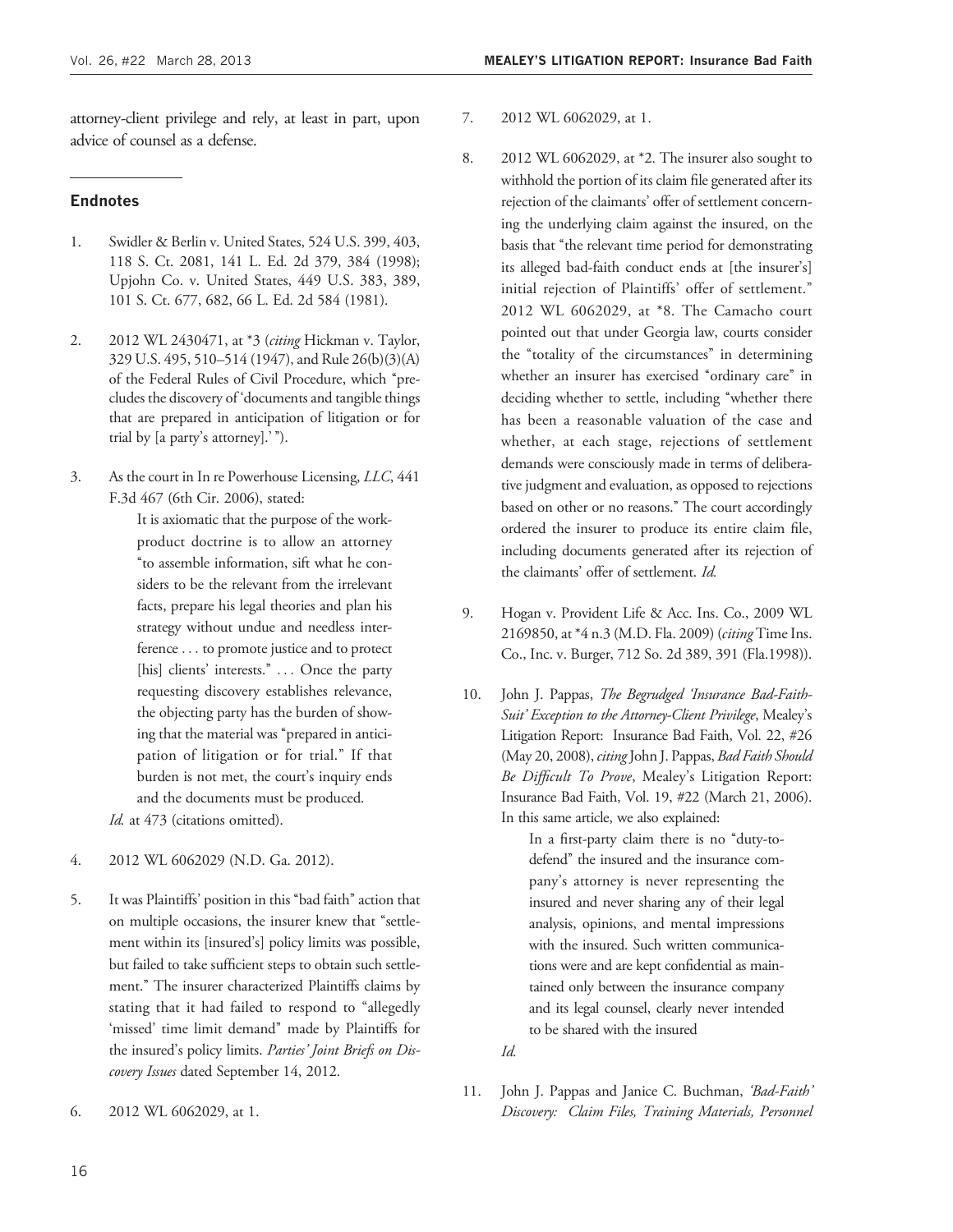attorney-client privilege and rely, at least in part, upon advice of counsel as a defense.

## Endnotes

1. Swidler & Berlin v. United States, 524 U.S. 399, 403, 118 S. Ct. 2081, 141 L. Ed. 2d 379, 384 (1998); Upjohn Co. v. United States, 449 U.S. 383, 389, 101 S. Ct. 677, 682, 66 L. Ed. 2d 584 (1981).

2. 2012 WL 2430471, at *3 (*citing* Hickman v. Taylor, 329 U.S. 495, 510–514 (1947), and Rule 26(b)(3)(A) of the Federal Rules of Civil Procedure, which "precludes the discovery of 'documents and tangible things that are prepared in anticipation of litigation or for trial by [a party's attorney].' ").

3. As the court in In re Powerhouse Licensing, *LLC*, 441 F.3d 467 (6th Cir. 2006), stated:

   > It is axiomatic that the purpose of the work-product doctrine is to allow an attorney "to assemble information, sift what he considers to be the relevant from the irrelevant facts, prepare his legal theories and plan his strategy without undue and needless interference . . . to promote justice and to protect [his] clients' interests." . . . Once the party requesting discovery establishes relevance, the objecting party has the burden of showing that the material was "prepared in anticipation of litigation or for trial." If that burden is not met, the court's inquiry ends and the documents must be produced.

   *Id.* at 473 (citations omitted).

4. 2012 WL 6062029 (N.D. Ga. 2012).

5. It was Plaintiffs' position in this "bad faith" action that on multiple occasions, the insurer knew that "settlement within its [insured's] policy limits was possible, but failed to take sufficient steps to obtain such settlement." The insurer characterized Plaintiffs claims by stating that it had failed to respond to "allegedly 'missed' time limit demand" made by Plaintiffs for the insured's policy limits. *Parties' Joint Briefs on Discovery Issues* dated September 14, 2012.

6. 2012 WL 6062029, at 1.

7. 2012 WL 6062029, at 1.

8. 2012 WL 6062029, at *2. The insurer also sought to withhold the portion of its claim file generated after its rejection of the claimants' offer of settlement concerning the underlying claim against the insured, on the basis that "the relevant time period for demonstrating its alleged bad-faith conduct ends at [the insurer's] initial rejection of Plaintiffs' offer of settlement." 2012 WL 6062029, at *8. The Camacho court pointed out that under Georgia law, courts consider the "totality of the circumstances" in determining whether an insurer has exercised "ordinary care" in deciding whether to settle, including "whether there has been a reasonable valuation of the case and whether, at each stage, rejections of settlement demands were consciously made in terms of deliberative judgment and evaluation, as opposed to rejections based on other or no reasons." The court accordingly ordered the insurer to produce its entire claim file, including documents generated after its rejection of the claimants' offer of settlement. *Id.*

9. Hogan v. Provident Life & Acc. Ins. Co., 2009 WL 2169850, at *4 n.3 (M.D. Fla. 2009) (*citing* Time Ins. Co., Inc. v. Burger, 712 So. 2d 389, 391 (Fla.1998)).

10. John J. Pappas, *The Begrudged 'Insurance Bad-Faith-Suit' Exception to the Attorney-Client Privilege*, Mealey's Litigation Report: Insurance Bad Faith, Vol. 22, #26 (May 20, 2008), *citing* John J. Pappas, *Bad Faith Should Be Difficult To Prove*, Mealey's Litigation Report: Insurance Bad Faith, Vol. 19, #22 (March 21, 2006). In this same article, we also explained:

    > In a first-party claim there is no "duty-to-defend" the insured and the insurance company's attorney is never representing the insured and never sharing any of their legal analysis, opinions, and mental impressions with the insured. Such written communications were and are kept confidential as maintained only between the insurance company and its legal counsel, clearly never intended to be shared with the insured

    *Id.*

11. John J. Pappas and Janice C. Buchman, *'Bad-Faith' Discovery: Claim Files, Training Materials, Personnel*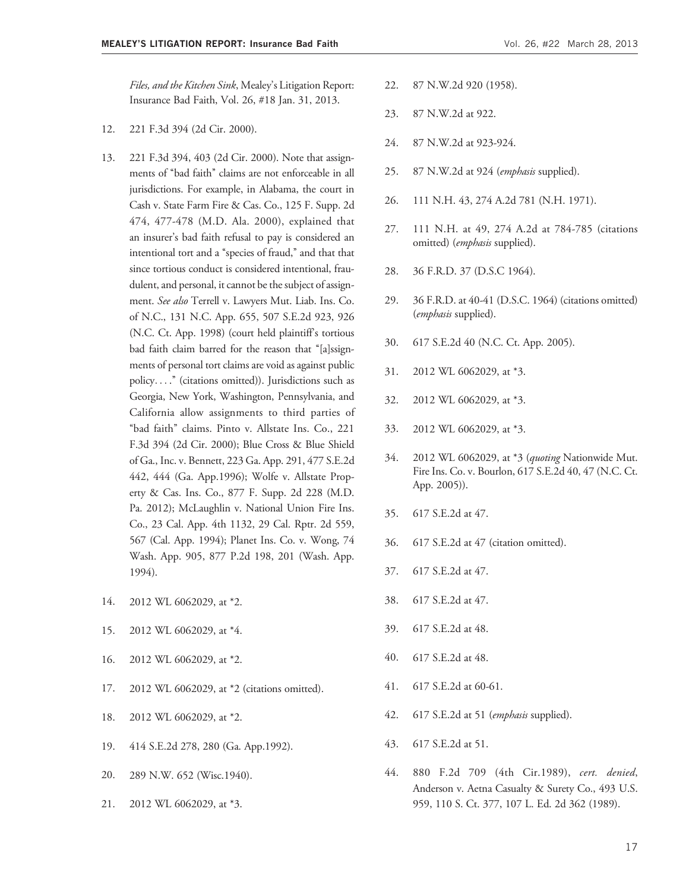*Files, and the Kitchen Sink*, Mealey's Litigation Report: Insurance Bad Faith, Vol. 26, #18 Jan. 31, 2013.

12. 221 F.3d 394 (2d Cir. 2000).

13. 221 F.3d 394, 403 (2d Cir. 2000). Note that assignments of "bad faith" claims are not enforceable in all jurisdictions. For example, in Alabama, the court in Cash v. State Farm Fire & Cas. Co., 125 F. Supp. 2d 474, 477-478 (M.D. Ala. 2000), explained that an insurer's bad faith refusal to pay is considered an intentional tort and a "species of fraud," and that that since tortious conduct is considered intentional, fraudulent, and personal, it cannot be the subject of assignment. *See also* Terrell v. Lawyers Mut. Liab. Ins. Co. of N.C., 131 N.C. App. 655, 507 S.E.2d 923, 926 (N.C. Ct. App. 1998) (court held plaintiff's tortious bad faith claim barred for the reason that "[a]ssignments of personal tort claims are void as against public policy. . . ." (citations omitted)). Jurisdictions such as Georgia, New York, Washington, Pennsylvania, and California allow assignments to third parties of "bad faith" claims. Pinto v. Allstate Ins. Co., 221 F.3d 394 (2d Cir. 2000); Blue Cross & Blue Shield of Ga., Inc. v. Bennett, 223 Ga. App. 291, 477 S.E.2d 442, 444 (Ga. App.1996); Wolfe v. Allstate Property & Cas. Ins. Co., 877 F. Supp. 2d 228 (M.D. Pa. 2012); McLaughlin v. National Union Fire Ins. Co., 23 Cal. App. 4th 1132, 29 Cal. Rptr. 2d 559, 567 (Cal. App. 1994); Planet Ins. Co. v. Wong, 74 Wash. App. 905, 877 P.2d 198, 201 (Wash. App. 1994).

14. 2012 WL 6062029, at *2.

15. 2012 WL 6062029, at *4.

16. 2012 WL 6062029, at *2.

17. 2012 WL 6062029, at *2 (citations omitted).

18. 2012 WL 6062029, at *2.

19. 414 S.E.2d 278, 280 (Ga. App.1992).

20. 289 N.W. 652 (Wisc.1940).

21. 2012 WL 6062029, at *3.

22. 87 N.W.2d 920 (1958).

23. 87 N.W.2d at 922.

24. 87 N.W.2d at 923-924.

25. 87 N.W.2d at 924 (*emphasis* supplied).

26. 111 N.H. 43, 274 A.2d 781 (N.H. 1971).

27. 111 N.H. at 49, 274 A.2d at 784-785 (citations omitted) (*emphasis* supplied).

28. 36 F.R.D. 37 (D.S.C 1964).

29. 36 F.R.D. at 40-41 (D.S.C. 1964) (citations omitted) (*emphasis* supplied).

30. 617 S.E.2d 40 (N.C. Ct. App. 2005).

31. 2012 WL 6062029, at *3.

32. 2012 WL 6062029, at *3.

33. 2012 WL 6062029, at *3.

34. 2012 WL 6062029, at *3 (*quoting* Nationwide Mut. Fire Ins. Co. v. Bourlon, 617 S.E.2d 40, 47 (N.C. Ct. App. 2005)).

35. 617 S.E.2d at 47.

36. 617 S.E.2d at 47 (citation omitted).

37. 617 S.E.2d at 47.

38. 617 S.E.2d at 47.

39. 617 S.E.2d at 48.

40. 617 S.E.2d at 48.

41. 617 S.E.2d at 60-61.

42. 617 S.E.2d at 51 (*emphasis* supplied).

43. 617 S.E.2d at 51.

44. 880 F.2d 709 (4th Cir.1989), *cert. denied*, Anderson v. Aetna Casualty & Surety Co., 493 U.S. 959, 110 S. Ct. 377, 107 L. Ed. 2d 362 (1989).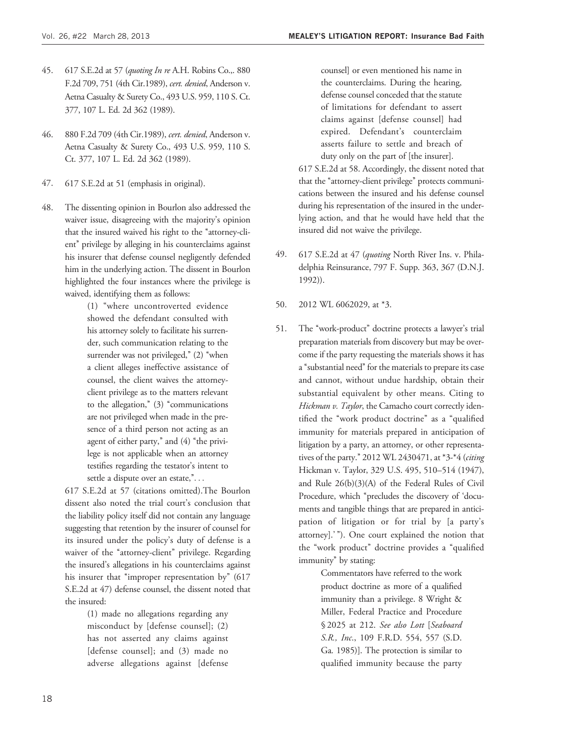45. 617 S.E.2d at 57 (*quoting In re* A.H. Robins Co.,. 880 F.2d 709, 751 (4th Cir.1989), *cert. denied*, Anderson v. Aetna Casualty & Surety Co., 493 U.S. 959, 110 S. Ct. 377, 107 L. Ed. 2d 362 (1989).

46. 880 F.2d 709 (4th Cir.1989), *cert. denied*, Anderson v. Aetna Casualty & Surety Co., 493 U.S. 959, 110 S. Ct. 377, 107 L. Ed. 2d 362 (1989).

47. 617 S.E.2d at 51 (emphasis in original).

48. The dissenting opinion in Bourlon also addressed the waiver issue, disagreeing with the majority's opinion that the insured waived his right to the "attorney-client" privilege by alleging in his counterclaims against his insurer that defense counsel negligently defended him in the underlying action. The dissent in Bourlon highlighted the four instances where the privilege is waived, identifying them as follows:

> (1) "where uncontroverted evidence showed the defendant consulted with his attorney solely to facilitate his surrender, such communication relating to the surrender was not privileged," (2) "when a client alleges ineffective assistance of counsel, the client waives the attorney-client privilege as to the matters relevant to the allegation," (3) "communications are not privileged when made in the presence of a third person not acting as an agent of either party," and (4) "the privilege is not applicable when an attorney testifies regarding the testator's intent to settle a dispute over an estate,". . .

617 S.E.2d at 57 (citations omitted).The Bourlon dissent also noted the trial court's conclusion that the liability policy itself did not contain any language suggesting that retention by the insurer of counsel for its insured under the policy's duty of defense is a waiver of the "attorney-client" privilege. Regarding the insured's allegations in his counterclaims against his insurer that "improper representation by" (617 S.E.2d at 47) defense counsel, the dissent noted that the insured:

> (1) made no allegations regarding any misconduct by [defense counsel]; (2) has not asserted any claims against [defense counsel]; and (3) made no adverse allegations against [defense counsel] or even mentioned his name in the counterclaims. During the hearing, defense counsel conceded that the statute of limitations for defendant to assert claims against [defense counsel] had expired. Defendant's counterclaim asserts failure to settle and breach of duty only on the part of [the insurer].

617 S.E.2d at 58. Accordingly, the dissent noted that that the "attorney-client privilege" protects communications between the insured and his defense counsel during his representation of the insured in the underlying action, and that he would have held that the insured did not waive the privilege.

49. 617 S.E.2d at 47 (*quoting* North River Ins. v. Philadelphia Reinsurance, 797 F. Supp. 363, 367 (D.N.J. 1992)).

50. 2012 WL 6062029, at *3.

51. The "work-product" doctrine protects a lawyer's trial preparation materials from discovery but may be overcome if the party requesting the materials shows it has a "substantial need" for the materials to prepare its case and cannot, without undue hardship, obtain their substantial equivalent by other means. Citing to *Hickman v. Taylor*, the Camacho court correctly identified the "work product doctrine" as a "qualified immunity for materials prepared in anticipation of litigation by a party, an attorney, or other representatives of the party." 2012 WL 2430471, at *3-*4 (*citing* Hickman v. Taylor, 329 U.S. 495, 510–514 (1947), and Rule 26(b)(3)(A) of the Federal Rules of Civil Procedure, which "precludes the discovery of 'documents and tangible things that are prepared in anticipation of litigation or for trial by [a party's attorney].' "). One court explained the notion that the "work product" doctrine provides a "qualified immunity" by stating:

> Commentators have referred to the work product doctrine as more of a qualified immunity than a privilege. 8 Wright & Miller, Federal Practice and Procedure § 2025 at 212. *See also Lott* [*Seaboard S.R., Inc.*, 109 F.R.D. 554, 557 (S.D. Ga. 1985)]. The protection is similar to qualified immunity because the party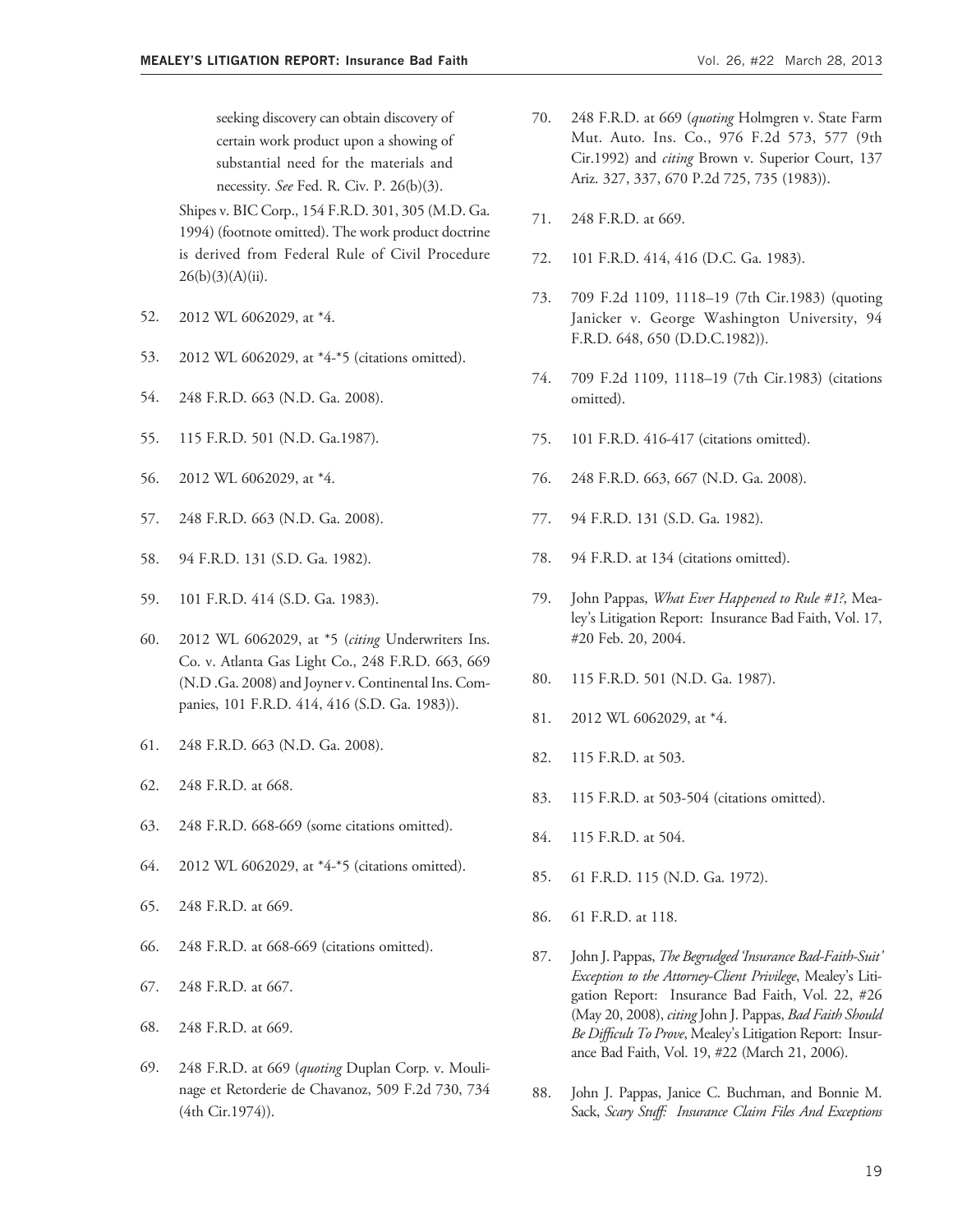seeking discovery can obtain discovery of certain work product upon a showing of substantial need for the materials and necessity. *See* Fed. R. Civ. P. 26(b)(3).

Shipes v. BIC Corp., 154 F.R.D. 301, 305 (M.D. Ga. 1994) (footnote omitted). The work product doctrine is derived from Federal Rule of Civil Procedure 26(b)(3)(A)(ii).

52. 2012 WL 6062029, at *4.

53. 2012 WL 6062029, at *4-*5 (citations omitted).

54. 248 F.R.D. 663 (N.D. Ga. 2008).

55. 115 F.R.D. 501 (N.D. Ga.1987).

56. 2012 WL 6062029, at *4.

57. 248 F.R.D. 663 (N.D. Ga. 2008).

58. 94 F.R.D. 131 (S.D. Ga. 1982).

59. 101 F.R.D. 414 (S.D. Ga. 1983).

60. 2012 WL 6062029, at *5 (*citing* Underwriters Ins. Co. v. Atlanta Gas Light Co., 248 F.R.D. 663, 669 (N.D .Ga. 2008) and Joyner v. Continental Ins. Companies, 101 F.R.D. 414, 416 (S.D. Ga. 1983)).

61. 248 F.R.D. 663 (N.D. Ga. 2008).

62. 248 F.R.D. at 668.

63. 248 F.R.D. 668-669 (some citations omitted).

64. 2012 WL 6062029, at *4-*5 (citations omitted).

65. 248 F.R.D. at 669.

66. 248 F.R.D. at 668-669 (citations omitted).

67. 248 F.R.D. at 667.

68. 248 F.R.D. at 669.

69. 248 F.R.D. at 669 (*quoting* Duplan Corp. v. Moulinage et Retorderie de Chavanoz, 509 F.2d 730, 734 (4th Cir.1974)).

70. 248 F.R.D. at 669 (*quoting* Holmgren v. State Farm Mut. Auto. Ins. Co., 976 F.2d 573, 577 (9th Cir.1992) and *citing* Brown v. Superior Court, 137 Ariz. 327, 337, 670 P.2d 725, 735 (1983)).

71. 248 F.R.D. at 669.

72. 101 F.R.D. 414, 416 (D.C. Ga. 1983).

73. 709 F.2d 1109, 1118–19 (7th Cir.1983) (quoting Janicker v. George Washington University, 94 F.R.D. 648, 650 (D.D.C.1982)).

74. 709 F.2d 1109, 1118–19 (7th Cir.1983) (citations omitted).

75. 101 F.R.D. 416-417 (citations omitted).

76. 248 F.R.D. 663, 667 (N.D. Ga. 2008).

77. 94 F.R.D. 131 (S.D. Ga. 1982).

78. 94 F.R.D. at 134 (citations omitted).

79. John Pappas, *What Ever Happened to Rule #1?*, Mealey's Litigation Report: Insurance Bad Faith, Vol. 17, #20 Feb. 20, 2004.

80. 115 F.R.D. 501 (N.D. Ga. 1987).

81. 2012 WL 6062029, at *4.

82. 115 F.R.D. at 503.

83. 115 F.R.D. at 503-504 (citations omitted).

84. 115 F.R.D. at 504.

85. 61 F.R.D. 115 (N.D. Ga. 1972).

86. 61 F.R.D. at 118.

87. John J. Pappas, *The Begrudged 'Insurance Bad-Faith-Suit' Exception to the Attorney-Client Privilege*, Mealey's Litigation Report: Insurance Bad Faith, Vol. 22, #26 (May 20, 2008), *citing* John J. Pappas, *Bad Faith Should Be Difficult To Prove*, Mealey's Litigation Report: Insurance Bad Faith, Vol. 19, #22 (March 21, 2006).

88. John J. Pappas, Janice C. Buchman, and Bonnie M. Sack, *Scary Stuff: Insurance Claim Files And Exceptions*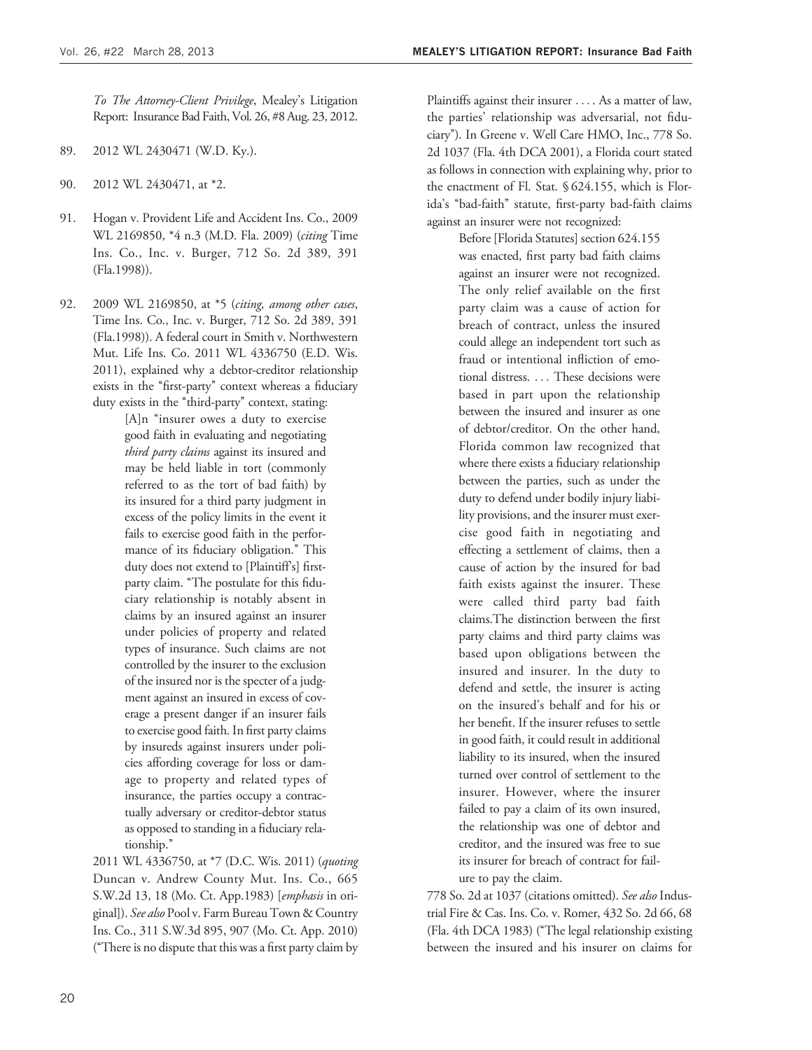*To The Attorney-Client Privilege*, Mealey's Litigation Report: Insurance Bad Faith, Vol. 26, #8 Aug. 23, 2012.

89. 2012 WL 2430471 (W.D. Ky.).

90. 2012 WL 2430471, at *2.

91. Hogan v. Provident Life and Accident Ins. Co., 2009 WL 2169850, *4 n.3 (M.D. Fla. 2009) (*citing* Time Ins. Co., Inc. v. Burger, 712 So. 2d 389, 391 (Fla.1998)).

92. 2009 WL 2169850, at *5 (*citing, among other cases*, Time Ins. Co., Inc. v. Burger, 712 So. 2d 389, 391 (Fla.1998)). A federal court in Smith v. Northwestern Mut. Life Ins. Co. 2011 WL 4336750 (E.D. Wis. 2011), explained why a debtor-creditor relationship exists in the "first-party" context whereas a fiduciary duty exists in the "third-party" context, stating:

> [A]n "insurer owes a duty to exercise good faith in evaluating and negotiating *third party claims* against its insured and may be held liable in tort (commonly referred to as the tort of bad faith) by its insured for a third party judgment in excess of the policy limits in the event it fails to exercise good faith in the performance of its fiduciary obligation." This duty does not extend to [Plaintiff's] first-party claim. "The postulate for this fiduciary relationship is notably absent in claims by an insured against an insurer under policies of property and related types of insurance. Such claims are not controlled by the insurer to the exclusion of the insured nor is the specter of a judgment against an insured in excess of coverage a present danger if an insurer fails to exercise good faith. In first party claims by insureds against insurers under policies affording coverage for loss or damage to property and related types of insurance, the parties occupy a contractually adversary or creditor-debtor status as opposed to standing in a fiduciary relationship."

2011 WL 4336750, at *7 (D.C. Wis. 2011) (*quoting* Duncan v. Andrew County Mut. Ins. Co., 665 S.W.2d 13, 18 (Mo. Ct. App.1983) [*emphasis* in original]). *See also* Pool v. Farm Bureau Town & Country Ins. Co., 311 S.W.3d 895, 907 (Mo. Ct. App. 2010) ("There is no dispute that this was a first party claim by Plaintiffs against their insurer . . . . As a matter of law, the parties' relationship was adversarial, not fiduciary"). In Greene v. Well Care HMO, Inc., 778 So. 2d 1037 (Fla. 4th DCA 2001), a Florida court stated as follows in connection with explaining why, prior to the enactment of Fl. Stat. § 624.155, which is Florida's "bad-faith" statute, first-party bad-faith claims against an insurer were not recognized:

> Before [Florida Statutes] section 624.155 was enacted, first party bad faith claims against an insurer were not recognized. The only relief available on the first party claim was a cause of action for breach of contract, unless the insured could allege an independent tort such as fraud or intentional infliction of emotional distress. . . . These decisions were based in part upon the relationship between the insured and insurer as one of debtor/creditor. On the other hand, Florida common law recognized that where there exists a fiduciary relationship between the parties, such as under the duty to defend under bodily injury liability provisions, and the insurer must exercise good faith in negotiating and effecting a settlement of claims, then a cause of action by the insured for bad faith exists against the insurer. These were called third party bad faith claims.The distinction between the first party claims and third party claims was based upon obligations between the insured and insurer. In the duty to defend and settle, the insurer is acting on the insured's behalf and for his or her benefit. If the insurer refuses to settle in good faith, it could result in additional liability to its insured, when the insured turned over control of settlement to the insurer. However, where the insurer failed to pay a claim of its own insured, the relationship was one of debtor and creditor, and the insured was free to sue its insurer for breach of contract for failure to pay the claim.

778 So. 2d at 1037 (citations omitted). *See also* Industrial Fire & Cas. Ins. Co. v. Romer, 432 So. 2d 66, 68 (Fla. 4th DCA 1983) ("The legal relationship existing between the insured and his insurer on claims for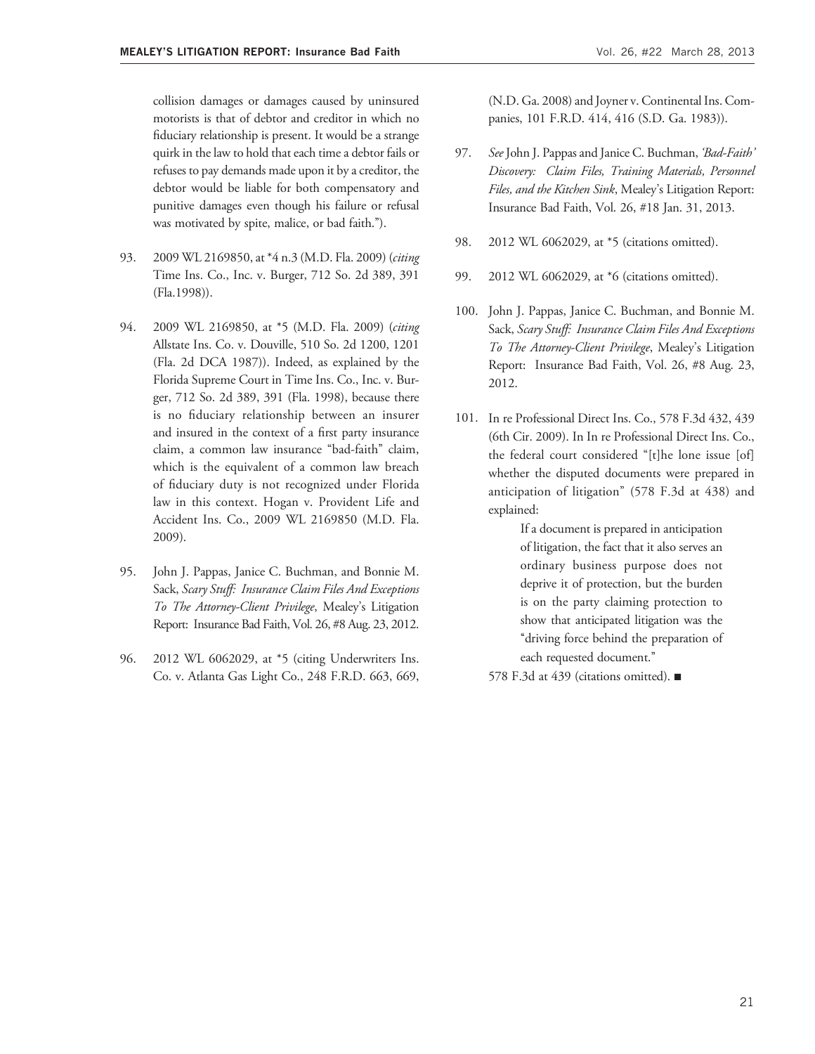collision damages or damages caused by uninsured motorists is that of debtor and creditor in which no fiduciary relationship is present. It would be a strange quirk in the law to hold that each time a debtor fails or refuses to pay demands made upon it by a creditor, the debtor would be liable for both compensatory and punitive damages even though his failure or refusal was motivated by spite, malice, or bad faith.").

93. 2009 WL 2169850, at *4 n.3 (M.D. Fla. 2009) (*citing* Time Ins. Co., Inc. v. Burger, 712 So. 2d 389, 391 (Fla.1998)).

94. 2009 WL 2169850, at *5 (M.D. Fla. 2009) (*citing* Allstate Ins. Co. v. Douville, 510 So. 2d 1200, 1201 (Fla. 2d DCA 1987)). Indeed, as explained by the Florida Supreme Court in Time Ins. Co., Inc. v. Burger, 712 So. 2d 389, 391 (Fla. 1998), because there is no fiduciary relationship between an insurer and insured in the context of a first party insurance claim, a common law insurance "bad-faith" claim, which is the equivalent of a common law breach of fiduciary duty is not recognized under Florida law in this context. Hogan v. Provident Life and Accident Ins. Co., 2009 WL 2169850 (M.D. Fla. 2009).

95. John J. Pappas, Janice C. Buchman, and Bonnie M. Sack, *Scary Stuff: Insurance Claim Files And Exceptions To The Attorney-Client Privilege*, Mealey's Litigation Report: Insurance Bad Faith, Vol. 26, #8 Aug. 23, 2012.

96. 2012 WL 6062029, at *5 (citing Underwriters Ins. Co. v. Atlanta Gas Light Co., 248 F.R.D. 663, 669, (N.D. Ga. 2008) and Joyner v. Continental Ins. Companies, 101 F.R.D. 414, 416 (S.D. Ga. 1983)).

97. *See* John J. Pappas and Janice C. Buchman, *'Bad-Faith' Discovery: Claim Files, Training Materials, Personnel Files, and the Kitchen Sink*, Mealey's Litigation Report: Insurance Bad Faith, Vol. 26, #18 Jan. 31, 2013.

98. 2012 WL 6062029, at *5 (citations omitted).

99. 2012 WL 6062029, at *6 (citations omitted).

100. John J. Pappas, Janice C. Buchman, and Bonnie M. Sack, *Scary Stuff: Insurance Claim Files And Exceptions To The Attorney-Client Privilege*, Mealey's Litigation Report: Insurance Bad Faith, Vol. 26, #8 Aug. 23, 2012.

101. In re Professional Direct Ins. Co., 578 F.3d 432, 439 (6th Cir. 2009). In In re Professional Direct Ins. Co., the federal court considered "[t]he lone issue [of] whether the disputed documents were prepared in anticipation of litigation" (578 F.3d at 438) and explained:

> If a document is prepared in anticipation of litigation, the fact that it also serves an ordinary business purpose does not deprive it of protection, but the burden is on the party claiming protection to show that anticipated litigation was the "driving force behind the preparation of each requested document."

578 F.3d at 439 (citations omitted). ■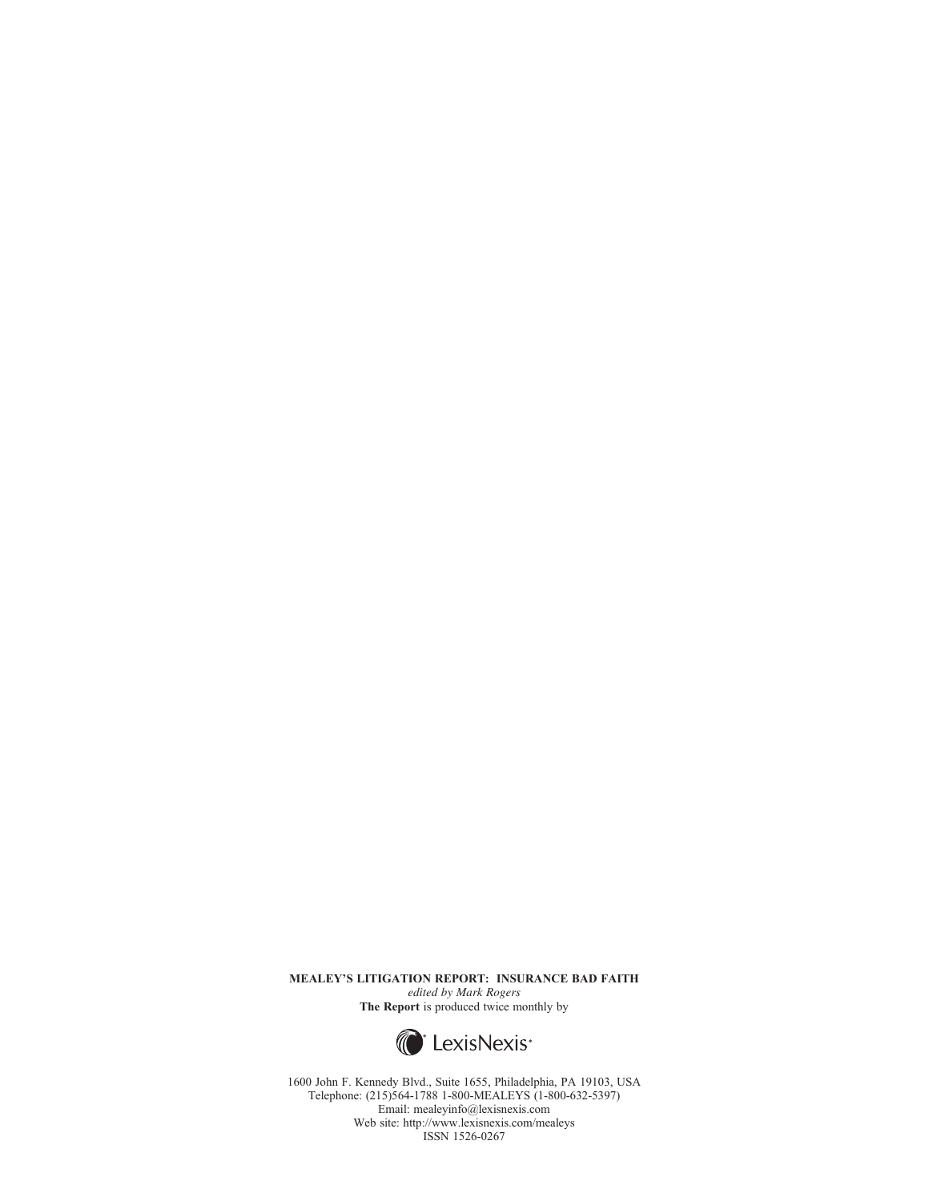**MEALEY'S LITIGATION REPORT: INSURANCE BAD FAITH**
*edited by Mark Rogers*
**The Report** is produced twice monthly by

LexisNexis®

1600 John F. Kennedy Blvd., Suite 1655, Philadelphia, PA 19103, USA
Telephone: (215)564-1788 1-800-MEALEYS (1-800-632-5397)
Email: mealeyinfo@lexisnexis.com
Web site: http://www.lexisnexis.com/mealeys
ISSN 1526-0267